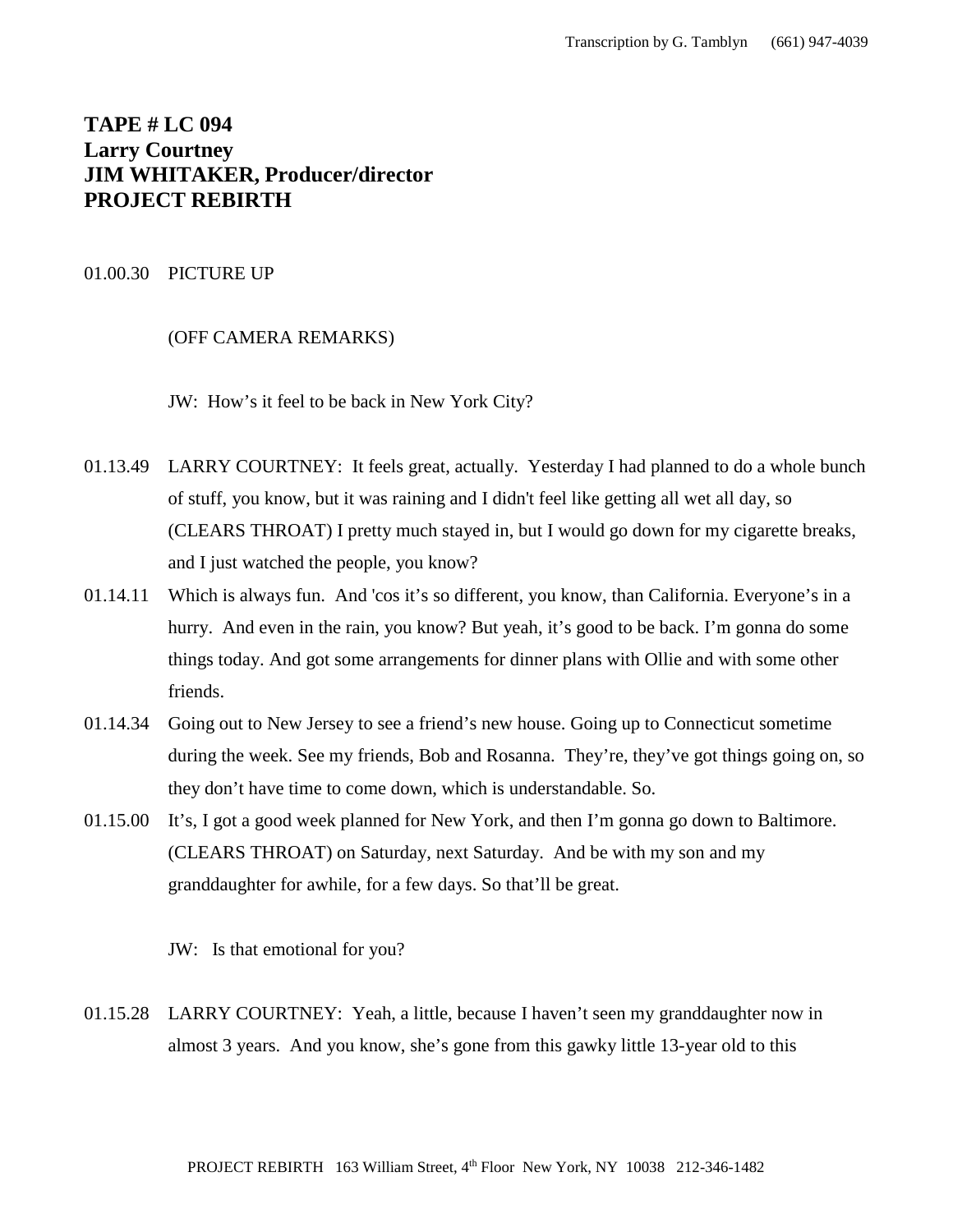**TAPE # LC 094**
**Larry Courtney**
**JIM WHITAKER, Producer/director**
**PROJECT REBIRTH**

01.00.30 PICTURE UP

(OFF CAMERA REMARKS)

JW: How's it feel to be back in New York City?

01.13.49 LARRY COURTNEY: It feels great, actually. Yesterday I had planned to do a whole bunch of stuff, you know, but it was raining and I didn't feel like getting all wet all day, so (CLEARS THROAT) I pretty much stayed in, but I would go down for my cigarette breaks, and I just watched the people, you know?

01.14.11 Which is always fun. And 'cos it's so different, you know, than California. Everyone's in a hurry. And even in the rain, you know? But yeah, it's good to be back. I'm gonna do some things today. And got some arrangements for dinner plans with Ollie and with some other friends.

01.14.34 Going out to New Jersey to see a friend's new house. Going up to Connecticut sometime during the week. See my friends, Bob and Rosanna. They're, they've got things going on, so they don't have time to come down, which is understandable. So.

01.15.00 It's, I got a good week planned for New York, and then I'm gonna go down to Baltimore. (CLEARS THROAT) on Saturday, next Saturday. And be with my son and my granddaughter for awhile, for a few days. So that'll be great.

JW: Is that emotional for you?

01.15.28 LARRY COURTNEY: Yeah, a little, because I haven't seen my granddaughter now in almost 3 years. And you know, she's gone from this gawky little 13-year old to this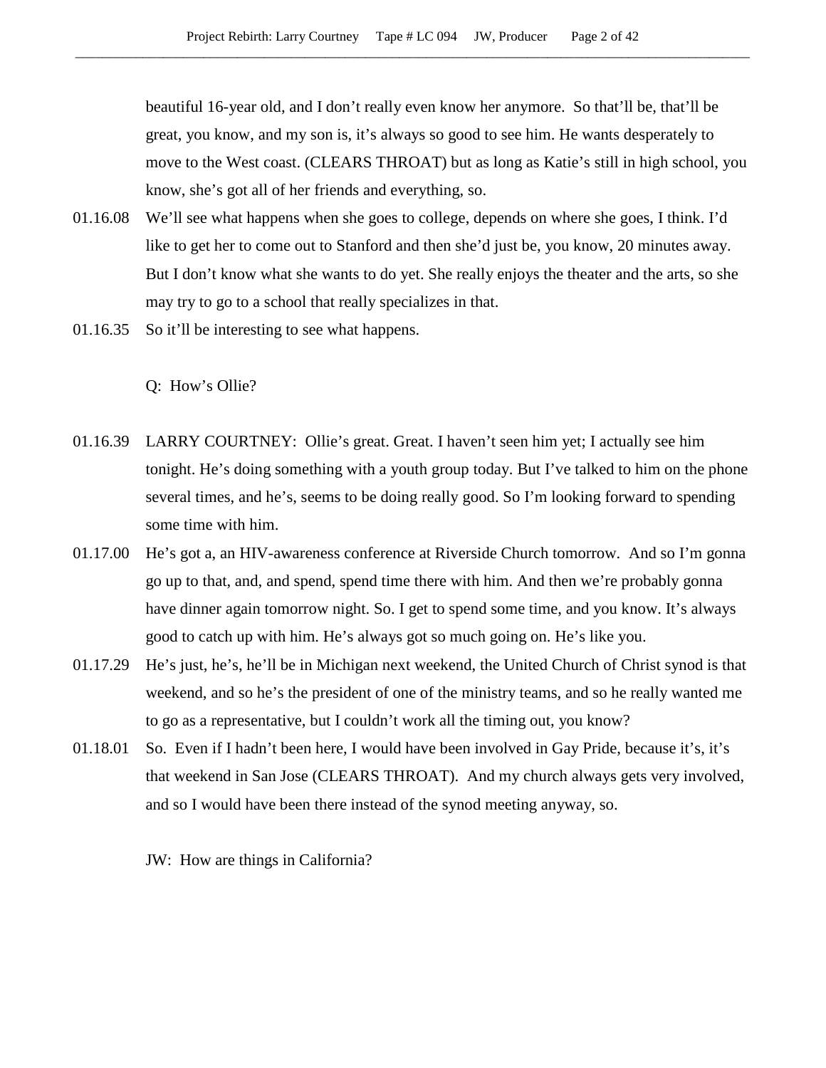beautiful 16-year old, and I don't really even know her anymore. So that'll be, that'll be great, you know, and my son is, it's always so good to see him. He wants desperately to move to the West coast. (CLEARS THROAT) but as long as Katie's still in high school, you know, she's got all of her friends and everything, so.

01.16.08 We'll see what happens when she goes to college, depends on where she goes, I think. I'd like to get her to come out to Stanford and then she'd just be, you know, 20 minutes away. But I don't know what she wants to do yet. She really enjoys the theater and the arts, so she may try to go to a school that really specializes in that.

01.16.35 So it'll be interesting to see what happens.

Q: How's Ollie?

01.16.39 LARRY COURTNEY: Ollie's great. Great. I haven't seen him yet; I actually see him tonight. He's doing something with a youth group today. But I've talked to him on the phone several times, and he's, seems to be doing really good. So I'm looking forward to spending some time with him.

01.17.00 He's got a, an HIV-awareness conference at Riverside Church tomorrow. And so I'm gonna go up to that, and, and spend, spend time there with him. And then we're probably gonna have dinner again tomorrow night. So. I get to spend some time, and you know. It's always good to catch up with him. He's always got so much going on. He's like you.

01.17.29 He's just, he's, he'll be in Michigan next weekend, the United Church of Christ synod is that weekend, and so he's the president of one of the ministry teams, and so he really wanted me to go as a representative, but I couldn't work all the timing out, you know?

01.18.01 So. Even if I hadn't been here, I would have been involved in Gay Pride, because it's, it's that weekend in San Jose (CLEARS THROAT). And my church always gets very involved, and so I would have been there instead of the synod meeting anyway, so.

JW: How are things in California?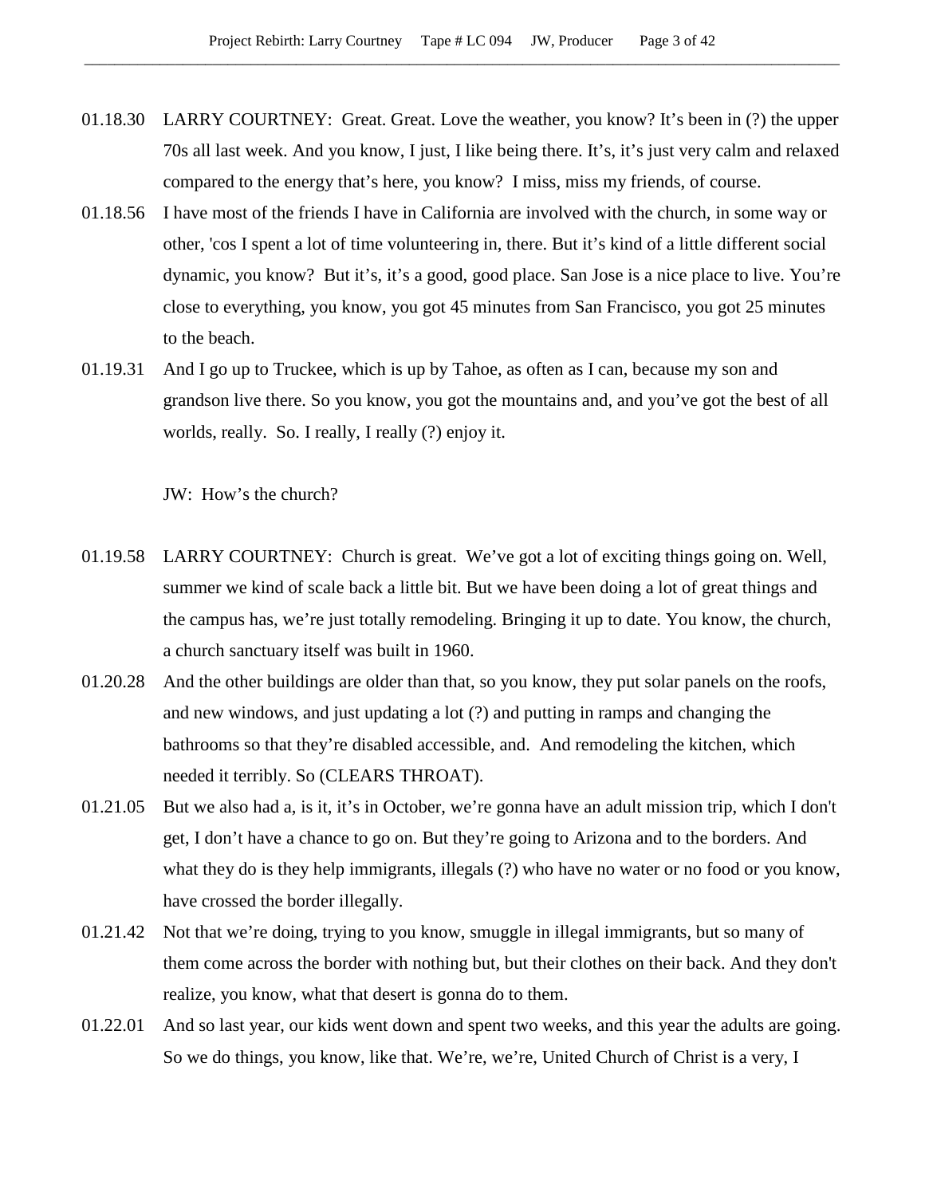01.18.30 LARRY COURTNEY: Great. Great. Love the weather, you know? It's been in (?) the upper 70s all last week. And you know, I just, I like being there. It's, it's just very calm and relaxed compared to the energy that's here, you know? I miss, miss my friends, of course.

01.18.56 I have most of the friends I have in California are involved with the church, in some way or other, 'cos I spent a lot of time volunteering in, there. But it's kind of a little different social dynamic, you know? But it's, it's a good, good place. San Jose is a nice place to live. You're close to everything, you know, you got 45 minutes from San Francisco, you got 25 minutes to the beach.

01.19.31 And I go up to Truckee, which is up by Tahoe, as often as I can, because my son and grandson live there. So you know, you got the mountains and, and you've got the best of all worlds, really. So. I really, I really (?) enjoy it.

JW: How's the church?

01.19.58 LARRY COURTNEY: Church is great. We've got a lot of exciting things going on. Well, summer we kind of scale back a little bit. But we have been doing a lot of great things and the campus has, we're just totally remodeling. Bringing it up to date. You know, the church, a church sanctuary itself was built in 1960.

01.20.28 And the other buildings are older than that, so you know, they put solar panels on the roofs, and new windows, and just updating a lot (?) and putting in ramps and changing the bathrooms so that they're disabled accessible, and. And remodeling the kitchen, which needed it terribly. So (CLEARS THROAT).

01.21.05 But we also had a, is it, it's in October, we're gonna have an adult mission trip, which I don't get, I don't have a chance to go on. But they're going to Arizona and to the borders. And what they do is they help immigrants, illegals (?) who have no water or no food or you know, have crossed the border illegally.

01.21.42 Not that we're doing, trying to you know, smuggle in illegal immigrants, but so many of them come across the border with nothing but, but their clothes on their back. And they don't realize, you know, what that desert is gonna do to them.

01.22.01 And so last year, our kids went down and spent two weeks, and this year the adults are going. So we do things, you know, like that. We're, we're, United Church of Christ is a very, I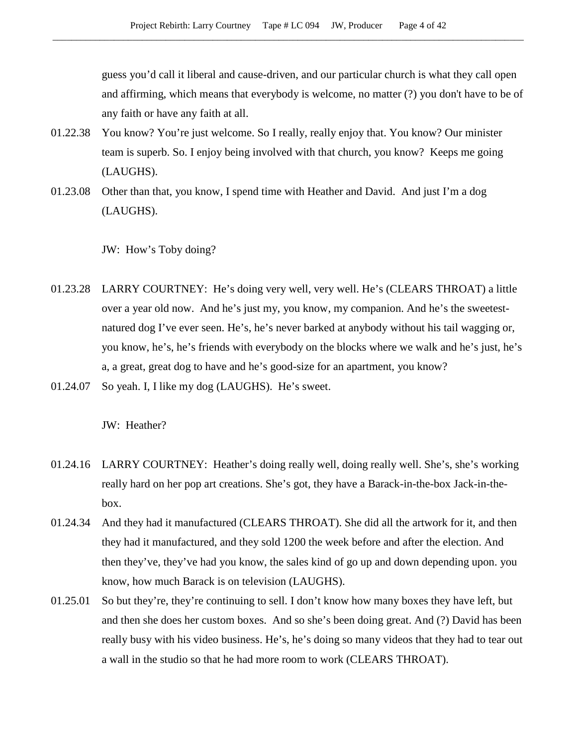guess you'd call it liberal and cause-driven, and our particular church is what they call open and affirming, which means that everybody is welcome, no matter (?) you don't have to be of any faith or have any faith at all.

01.22.38 You know? You're just welcome. So I really, really enjoy that. You know? Our minister team is superb. So. I enjoy being involved with that church, you know? Keeps me going (LAUGHS).

01.23.08 Other than that, you know, I spend time with Heather and David. And just I'm a dog (LAUGHS).

JW: How's Toby doing?

01.23.28 LARRY COURTNEY: He's doing very well, very well. He's (CLEARS THROAT) a little over a year old now. And he's just my, you know, my companion. And he's the sweetest-natured dog I've ever seen. He's, he's never barked at anybody without his tail wagging or, you know, he's, he's friends with everybody on the blocks where we walk and he's just, he's a, a great, great dog to have and he's good-size for an apartment, you know?

01.24.07 So yeah. I, I like my dog (LAUGHS). He's sweet.

JW: Heather?

01.24.16 LARRY COURTNEY: Heather's doing really well, doing really well. She's, she's working really hard on her pop art creations. She's got, they have a Barack-in-the-box Jack-in-the-box.

01.24.34 And they had it manufactured (CLEARS THROAT). She did all the artwork for it, and then they had it manufactured, and they sold 1200 the week before and after the election. And then they've, they've had you know, the sales kind of go up and down depending upon. you know, how much Barack is on television (LAUGHS).

01.25.01 So but they're, they're continuing to sell. I don't know how many boxes they have left, but and then she does her custom boxes. And so she's been doing great. And (?) David has been really busy with his video business. He's, he's doing so many videos that they had to tear out a wall in the studio so that he had more room to work (CLEARS THROAT).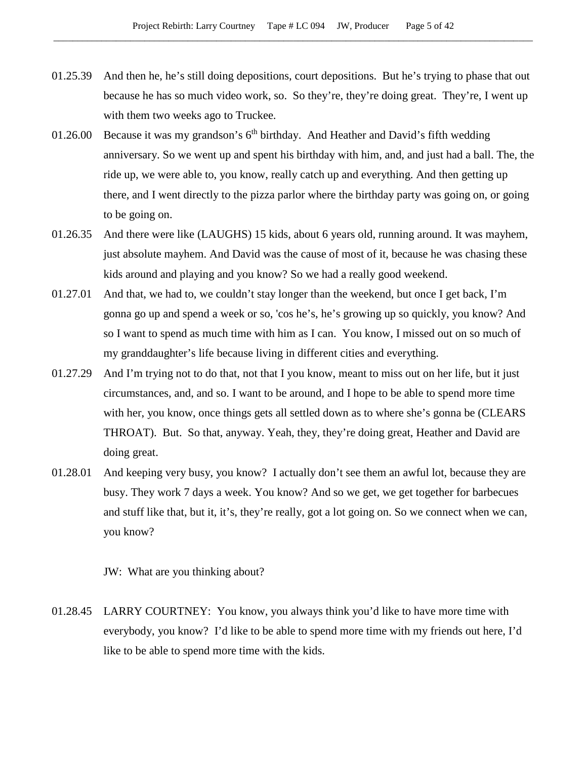01.25.39 And then he, he's still doing depositions, court depositions. But he's trying to phase that out because he has so much video work, so. So they're, they're doing great. They're, I went up with them two weeks ago to Truckee.

01.26.00 Because it was my grandson's 6th birthday. And Heather and David's fifth wedding anniversary. So we went up and spent his birthday with him, and, and just had a ball. The, the ride up, we were able to, you know, really catch up and everything. And then getting up there, and I went directly to the pizza parlor where the birthday party was going on, or going to be going on.

01.26.35 And there were like (LAUGHS) 15 kids, about 6 years old, running around. It was mayhem, just absolute mayhem. And David was the cause of most of it, because he was chasing these kids around and playing and you know? So we had a really good weekend.

01.27.01 And that, we had to, we couldn't stay longer than the weekend, but once I get back, I'm gonna go up and spend a week or so, 'cos he's, he's growing up so quickly, you know? And so I want to spend as much time with him as I can. You know, I missed out on so much of my granddaughter's life because living in different cities and everything.

01.27.29 And I'm trying not to do that, not that I you know, meant to miss out on her life, but it just circumstances, and, and so. I want to be around, and I hope to be able to spend more time with her, you know, once things gets all settled down as to where she's gonna be (CLEARS THROAT). But. So that, anyway. Yeah, they, they're doing great, Heather and David are doing great.

01.28.01 And keeping very busy, you know? I actually don't see them an awful lot, because they are busy. They work 7 days a week. You know? And so we get, we get together for barbecues and stuff like that, but it, it's, they're really, got a lot going on. So we connect when we can, you know?

JW: What are you thinking about?

01.28.45 LARRY COURTNEY: You know, you always think you'd like to have more time with everybody, you know? I'd like to be able to spend more time with my friends out here, I'd like to be able to spend more time with the kids.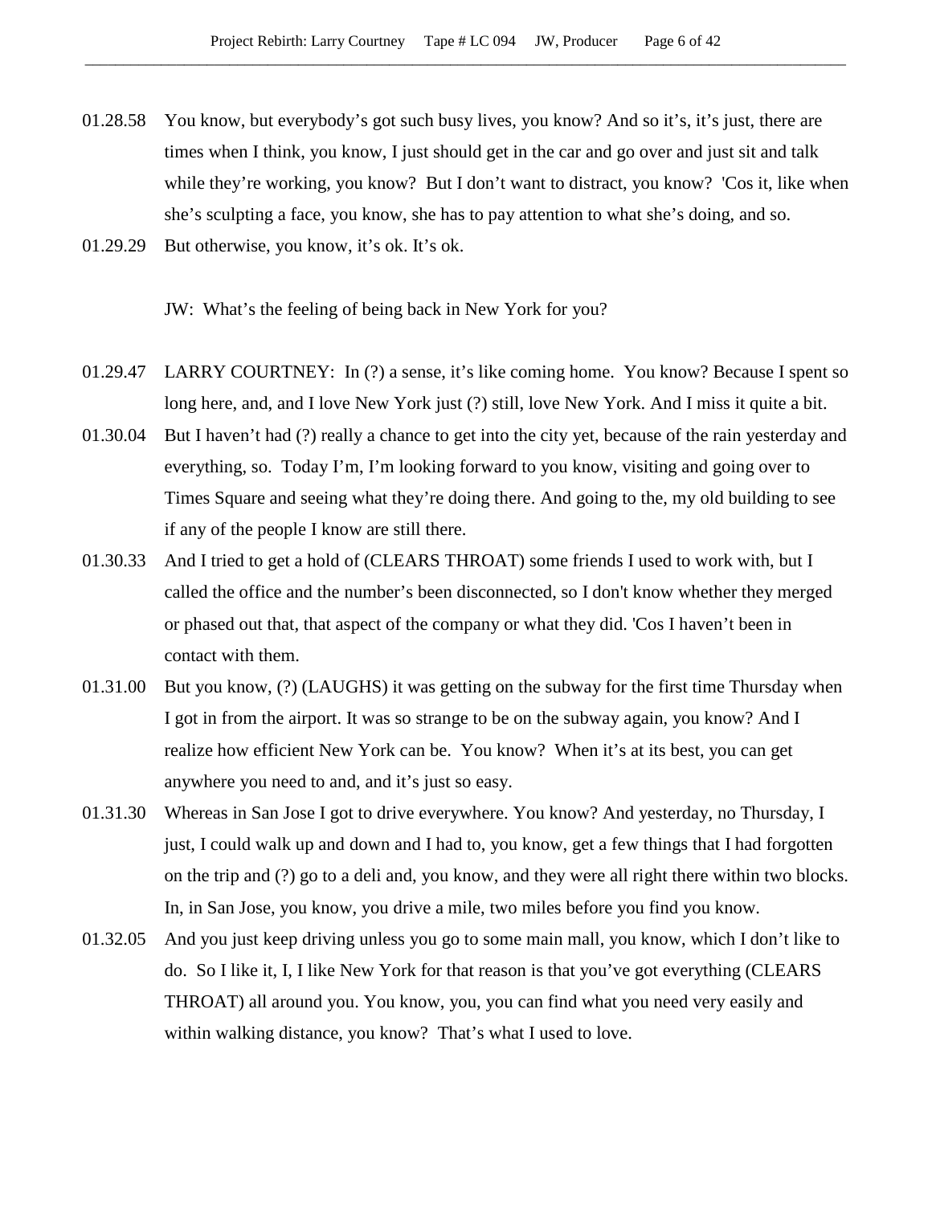01.28.58 You know, but everybody's got such busy lives, you know? And so it's, it's just, there are times when I think, you know, I just should get in the car and go over and just sit and talk while they're working, you know? But I don't want to distract, you know? 'Cos it, like when she's sculpting a face, you know, she has to pay attention to what she's doing, and so.

01.29.29 But otherwise, you know, it's ok. It's ok.

JW: What's the feeling of being back in New York for you?

01.29.47 LARRY COURTNEY: In (?) a sense, it's like coming home. You know? Because I spent so long here, and, and I love New York just (?) still, love New York. And I miss it quite a bit.

01.30.04 But I haven't had (?) really a chance to get into the city yet, because of the rain yesterday and everything, so. Today I'm, I'm looking forward to you know, visiting and going over to Times Square and seeing what they're doing there. And going to the, my old building to see if any of the people I know are still there.

01.30.33 And I tried to get a hold of (CLEARS THROAT) some friends I used to work with, but I called the office and the number's been disconnected, so I don't know whether they merged or phased out that, that aspect of the company or what they did. 'Cos I haven't been in contact with them.

01.31.00 But you know, (?) (LAUGHS) it was getting on the subway for the first time Thursday when I got in from the airport. It was so strange to be on the subway again, you know? And I realize how efficient New York can be. You know? When it's at its best, you can get anywhere you need to and, and it's just so easy.

01.31.30 Whereas in San Jose I got to drive everywhere. You know? And yesterday, no Thursday, I just, I could walk up and down and I had to, you know, get a few things that I had forgotten on the trip and (?) go to a deli and, you know, and they were all right there within two blocks. In, in San Jose, you know, you drive a mile, two miles before you find you know.

01.32.05 And you just keep driving unless you go to some main mall, you know, which I don't like to do. So I like it, I, I like New York for that reason is that you've got everything (CLEARS THROAT) all around you. You know, you, you can find what you need very easily and within walking distance, you know? That's what I used to love.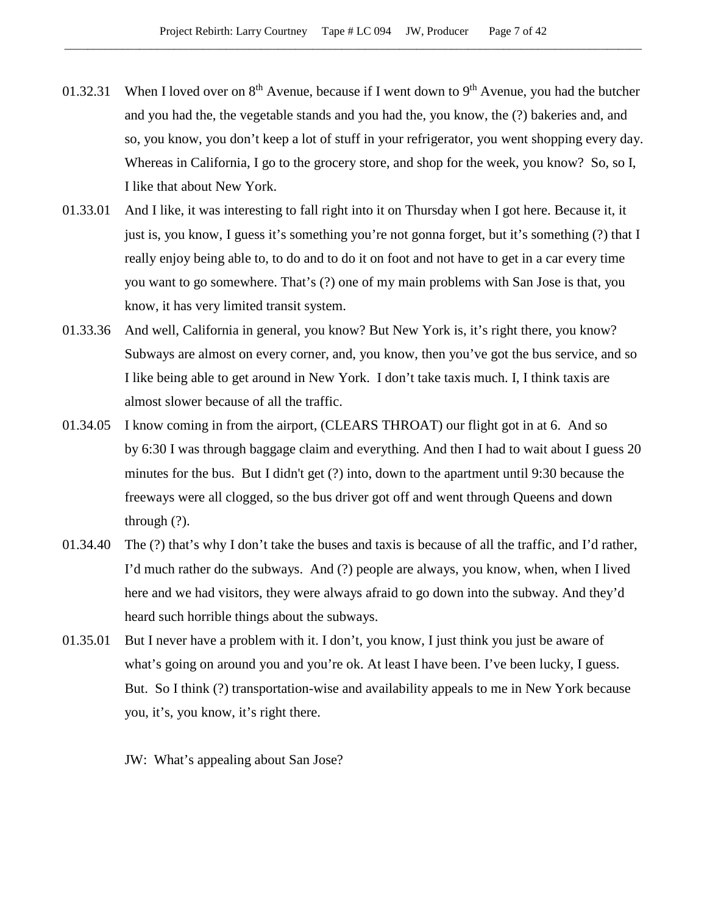01.32.31 When I loved over on 8th Avenue, because if I went down to 9th Avenue, you had the butcher and you had the, the vegetable stands and you had the, you know, the (?) bakeries and, and so, you know, you don't keep a lot of stuff in your refrigerator, you went shopping every day. Whereas in California, I go to the grocery store, and shop for the week, you know? So, so I, I like that about New York.

01.33.01 And I like, it was interesting to fall right into it on Thursday when I got here. Because it, it just is, you know, I guess it's something you're not gonna forget, but it's something (?) that I really enjoy being able to, to do and to do it on foot and not have to get in a car every time you want to go somewhere. That's (?) one of my main problems with San Jose is that, you know, it has very limited transit system.

01.33.36 And well, California in general, you know? But New York is, it's right there, you know? Subways are almost on every corner, and, you know, then you've got the bus service, and so I like being able to get around in New York. I don't take taxis much. I, I think taxis are almost slower because of all the traffic.

01.34.05 I know coming in from the airport, (CLEARS THROAT) our flight got in at 6. And so by 6:30 I was through baggage claim and everything. And then I had to wait about I guess 20 minutes for the bus. But I didn't get (?) into, down to the apartment until 9:30 because the freeways were all clogged, so the bus driver got off and went through Queens and down through (?).

01.34.40 The (?) that's why I don't take the buses and taxis is because of all the traffic, and I'd rather, I'd much rather do the subways. And (?) people are always, you know, when, when I lived here and we had visitors, they were always afraid to go down into the subway. And they'd heard such horrible things about the subways.

01.35.01 But I never have a problem with it. I don't, you know, I just think you just be aware of what's going on around you and you're ok. At least I have been. I've been lucky, I guess. But. So I think (?) transportation-wise and availability appeals to me in New York because you, it's, you know, it's right there.

JW: What's appealing about San Jose?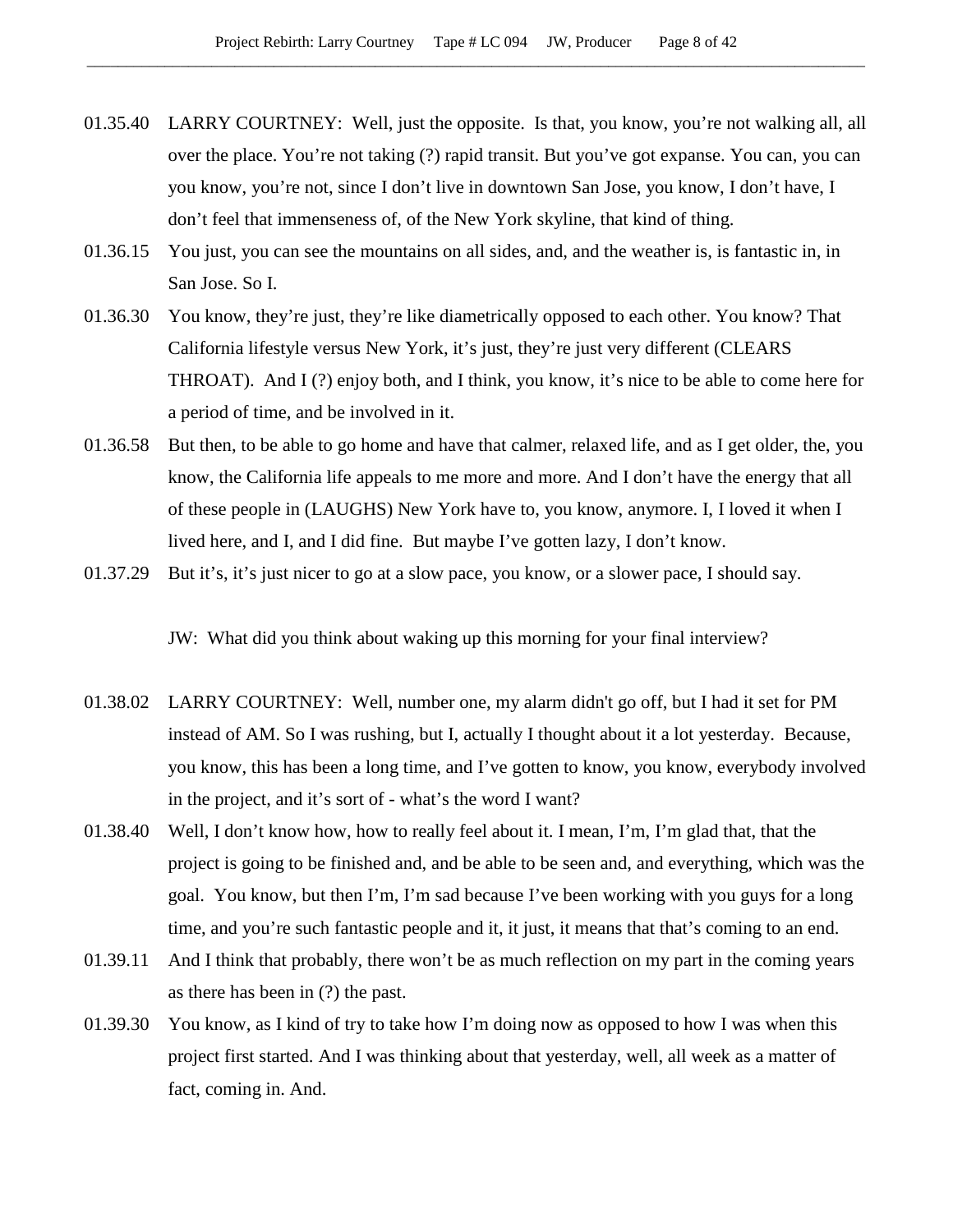01.35.40 LARRY COURTNEY: Well, just the opposite. Is that, you know, you're not walking all, all over the place. You're not taking (?) rapid transit. But you've got expanse. You can, you can you know, you're not, since I don't live in downtown San Jose, you know, I don't have, I don't feel that immenseness of, of the New York skyline, that kind of thing.

01.36.15 You just, you can see the mountains on all sides, and, and the weather is, is fantastic in, in San Jose. So I.

01.36.30 You know, they're just, they're like diametrically opposed to each other. You know? That California lifestyle versus New York, it's just, they're just very different (CLEARS THROAT). And I (?) enjoy both, and I think, you know, it's nice to be able to come here for a period of time, and be involved in it.

01.36.58 But then, to be able to go home and have that calmer, relaxed life, and as I get older, the, you know, the California life appeals to me more and more. And I don't have the energy that all of these people in (LAUGHS) New York have to, you know, anymore. I, I loved it when I lived here, and I, and I did fine. But maybe I've gotten lazy, I don't know.

01.37.29 But it's, it's just nicer to go at a slow pace, you know, or a slower pace, I should say.

JW: What did you think about waking up this morning for your final interview?

01.38.02 LARRY COURTNEY: Well, number one, my alarm didn't go off, but I had it set for PM instead of AM. So I was rushing, but I, actually I thought about it a lot yesterday. Because, you know, this has been a long time, and I've gotten to know, you know, everybody involved in the project, and it's sort of - what's the word I want?

01.38.40 Well, I don't know how, how to really feel about it. I mean, I'm, I'm glad that, that the project is going to be finished and, and be able to be seen and, and everything, which was the goal. You know, but then I'm, I'm sad because I've been working with you guys for a long time, and you're such fantastic people and it, it just, it means that that's coming to an end.

01.39.11 And I think that probably, there won't be as much reflection on my part in the coming years as there has been in (?) the past.

01.39.30 You know, as I kind of try to take how I'm doing now as opposed to how I was when this project first started. And I was thinking about that yesterday, well, all week as a matter of fact, coming in. And.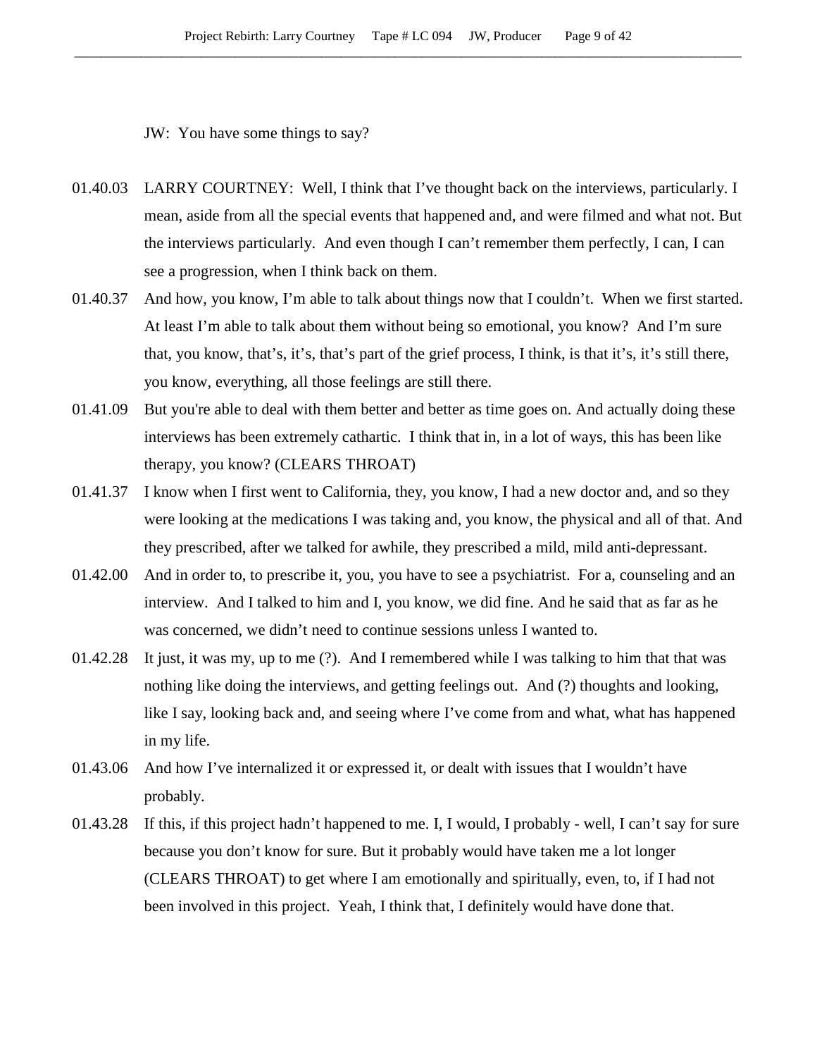JW: You have some things to say?

01.40.03 LARRY COURTNEY: Well, I think that I've thought back on the interviews, particularly. I mean, aside from all the special events that happened and, and were filmed and what not. But the interviews particularly. And even though I can't remember them perfectly, I can, I can see a progression, when I think back on them.

01.40.37 And how, you know, I'm able to talk about things now that I couldn't. When we first started. At least I'm able to talk about them without being so emotional, you know? And I'm sure that, you know, that's, it's, that's part of the grief process, I think, is that it's, it's still there, you know, everything, all those feelings are still there.

01.41.09 But you're able to deal with them better and better as time goes on. And actually doing these interviews has been extremely cathartic. I think that in, in a lot of ways, this has been like therapy, you know? (CLEARS THROAT)

01.41.37 I know when I first went to California, they, you know, I had a new doctor and, and so they were looking at the medications I was taking and, you know, the physical and all of that. And they prescribed, after we talked for awhile, they prescribed a mild, mild anti-depressant.

01.42.00 And in order to, to prescribe it, you, you have to see a psychiatrist. For a, counseling and an interview. And I talked to him and I, you know, we did fine. And he said that as far as he was concerned, we didn't need to continue sessions unless I wanted to.

01.42.28 It just, it was my, up to me (?). And I remembered while I was talking to him that that was nothing like doing the interviews, and getting feelings out. And (?) thoughts and looking, like I say, looking back and, and seeing where I've come from and what, what has happened in my life.

01.43.06 And how I've internalized it or expressed it, or dealt with issues that I wouldn't have probably.

01.43.28 If this, if this project hadn't happened to me. I, I would, I probably - well, I can't say for sure because you don't know for sure. But it probably would have taken me a lot longer (CLEARS THROAT) to get where I am emotionally and spiritually, even, to, if I had not been involved in this project. Yeah, I think that, I definitely would have done that.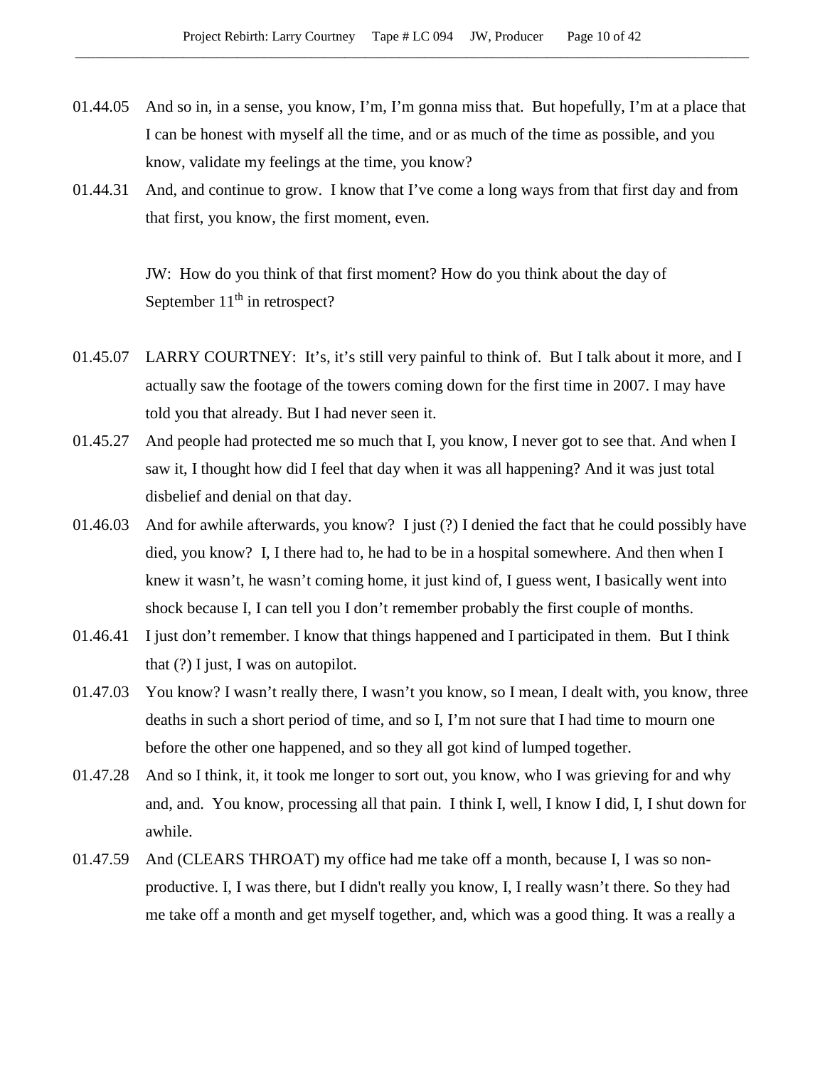01.44.05 And so in, in a sense, you know, I'm, I'm gonna miss that. But hopefully, I'm at a place that I can be honest with myself all the time, and or as much of the time as possible, and you know, validate my feelings at the time, you know?

01.44.31 And, and continue to grow. I know that I've come a long ways from that first day and from that first, you know, the first moment, even.

JW: How do you think of that first moment? How do you think about the day of September 11th in retrospect?

01.45.07 LARRY COURTNEY: It's, it's still very painful to think of. But I talk about it more, and I actually saw the footage of the towers coming down for the first time in 2007. I may have told you that already. But I had never seen it.

01.45.27 And people had protected me so much that I, you know, I never got to see that. And when I saw it, I thought how did I feel that day when it was all happening? And it was just total disbelief and denial on that day.

01.46.03 And for awhile afterwards, you know? I just (?) I denied the fact that he could possibly have died, you know? I, I there had to, he had to be in a hospital somewhere. And then when I knew it wasn't, he wasn't coming home, it just kind of, I guess went, I basically went into shock because I, I can tell you I don't remember probably the first couple of months.

01.46.41 I just don't remember. I know that things happened and I participated in them. But I think that (?) I just, I was on autopilot.

01.47.03 You know? I wasn't really there, I wasn't you know, so I mean, I dealt with, you know, three deaths in such a short period of time, and so I, I'm not sure that I had time to mourn one before the other one happened, and so they all got kind of lumped together.

01.47.28 And so I think, it, it took me longer to sort out, you know, who I was grieving for and why and, and. You know, processing all that pain. I think I, well, I know I did, I, I shut down for awhile.

01.47.59 And (CLEARS THROAT) my office had me take off a month, because I, I was so non-productive. I, I was there, but I didn't really you know, I, I really wasn't there. So they had me take off a month and get myself together, and, which was a good thing. It was a really a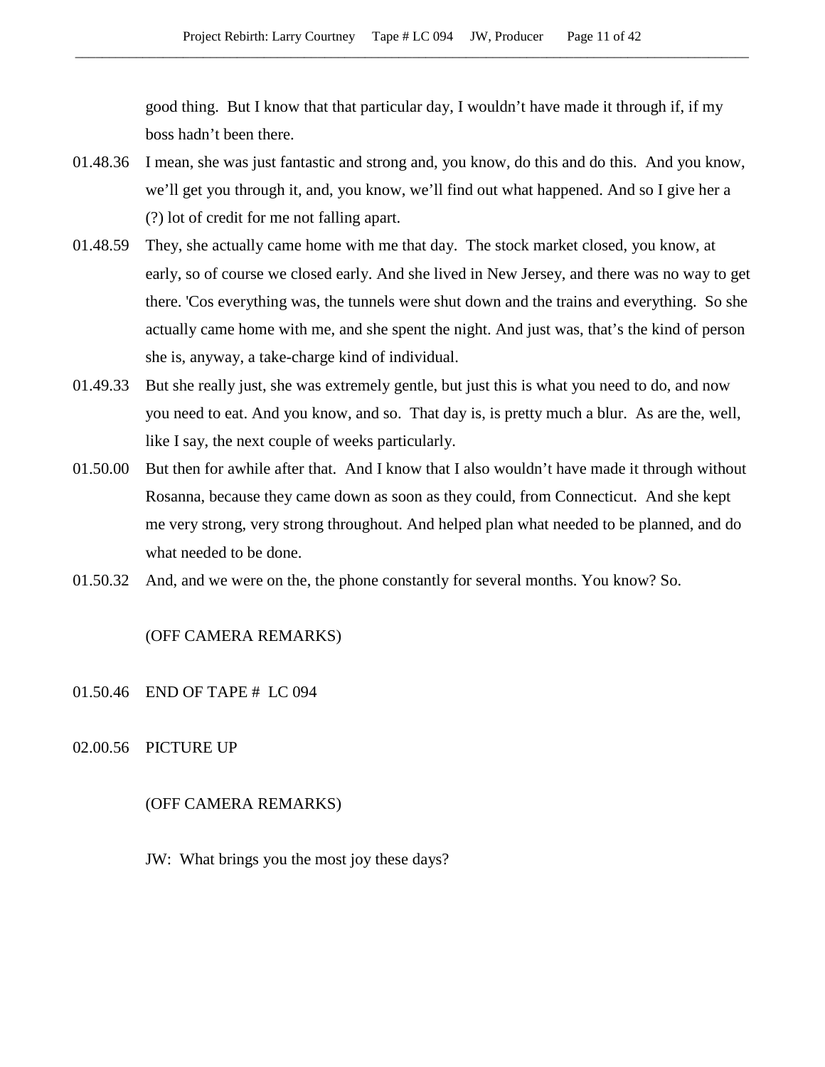good thing.  But I know that that particular day, I wouldn't have made it through if, if my boss hadn't been there.

01.48.36 I mean, she was just fantastic and strong and, you know, do this and do this.  And you know, we'll get you through it, and, you know, we'll find out what happened. And so I give her a (?) lot of credit for me not falling apart.

01.48.59 They, she actually came home with me that day.  The stock market closed, you know, at early, so of course we closed early. And she lived in New Jersey, and there was no way to get there. 'Cos everything was, the tunnels were shut down and the trains and everything.  So she actually came home with me, and she spent the night. And just was, that's the kind of person she is, anyway, a take-charge kind of individual.

01.49.33 But she really just, she was extremely gentle, but just this is what you need to do, and now you need to eat. And you know, and so.  That day is, is pretty much a blur.  As are the, well, like I say, the next couple of weeks particularly.

01.50.00 But then for awhile after that.  And I know that I also wouldn't have made it through without Rosanna, because they came down as soon as they could, from Connecticut.  And she kept me very strong, very strong throughout. And helped plan what needed to be planned, and do what needed to be done.

01.50.32 And, and we were on the, the phone constantly for several months. You know? So.

(OFF CAMERA REMARKS)

01.50.46 END OF TAPE #  LC 094

02.00.56 PICTURE UP

(OFF CAMERA REMARKS)

JW:  What brings you the most joy these days?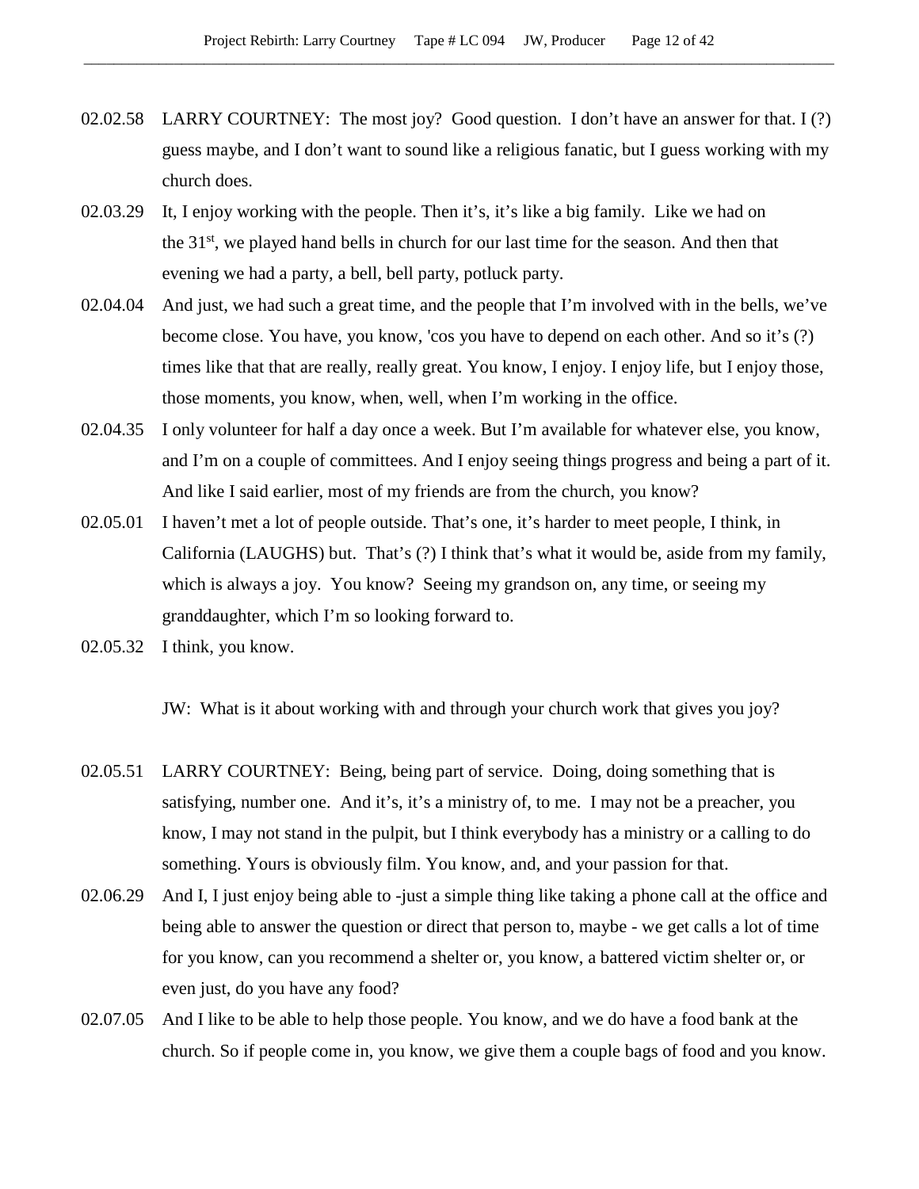02.02.58 LARRY COURTNEY: The most joy? Good question. I don't have an answer for that. I (?) guess maybe, and I don't want to sound like a religious fanatic, but I guess working with my church does.

02.03.29 It, I enjoy working with the people. Then it's, it's like a big family. Like we had on the 31st, we played hand bells in church for our last time for the season. And then that evening we had a party, a bell, bell party, potluck party.

02.04.04 And just, we had such a great time, and the people that I'm involved with in the bells, we've become close. You have, you know, 'cos you have to depend on each other. And so it's (?) times like that that are really, really great. You know, I enjoy. I enjoy life, but I enjoy those, those moments, you know, when, well, when I'm working in the office.

02.04.35 I only volunteer for half a day once a week. But I'm available for whatever else, you know, and I'm on a couple of committees. And I enjoy seeing things progress and being a part of it. And like I said earlier, most of my friends are from the church, you know?

02.05.01 I haven't met a lot of people outside. That's one, it's harder to meet people, I think, in California (LAUGHS) but. That's (?) I think that's what it would be, aside from my family, which is always a joy. You know? Seeing my grandson on, any time, or seeing my granddaughter, which I'm so looking forward to.

02.05.32 I think, you know.

JW: What is it about working with and through your church work that gives you joy?

02.05.51 LARRY COURTNEY: Being, being part of service. Doing, doing something that is satisfying, number one. And it's, it's a ministry of, to me. I may not be a preacher, you know, I may not stand in the pulpit, but I think everybody has a ministry or a calling to do something. Yours is obviously film. You know, and, and your passion for that.

02.06.29 And I, I just enjoy being able to -just a simple thing like taking a phone call at the office and being able to answer the question or direct that person to, maybe - we get calls a lot of time for you know, can you recommend a shelter or, you know, a battered victim shelter or, or even just, do you have any food?

02.07.05 And I like to be able to help those people. You know, and we do have a food bank at the church. So if people come in, you know, we give them a couple bags of food and you know.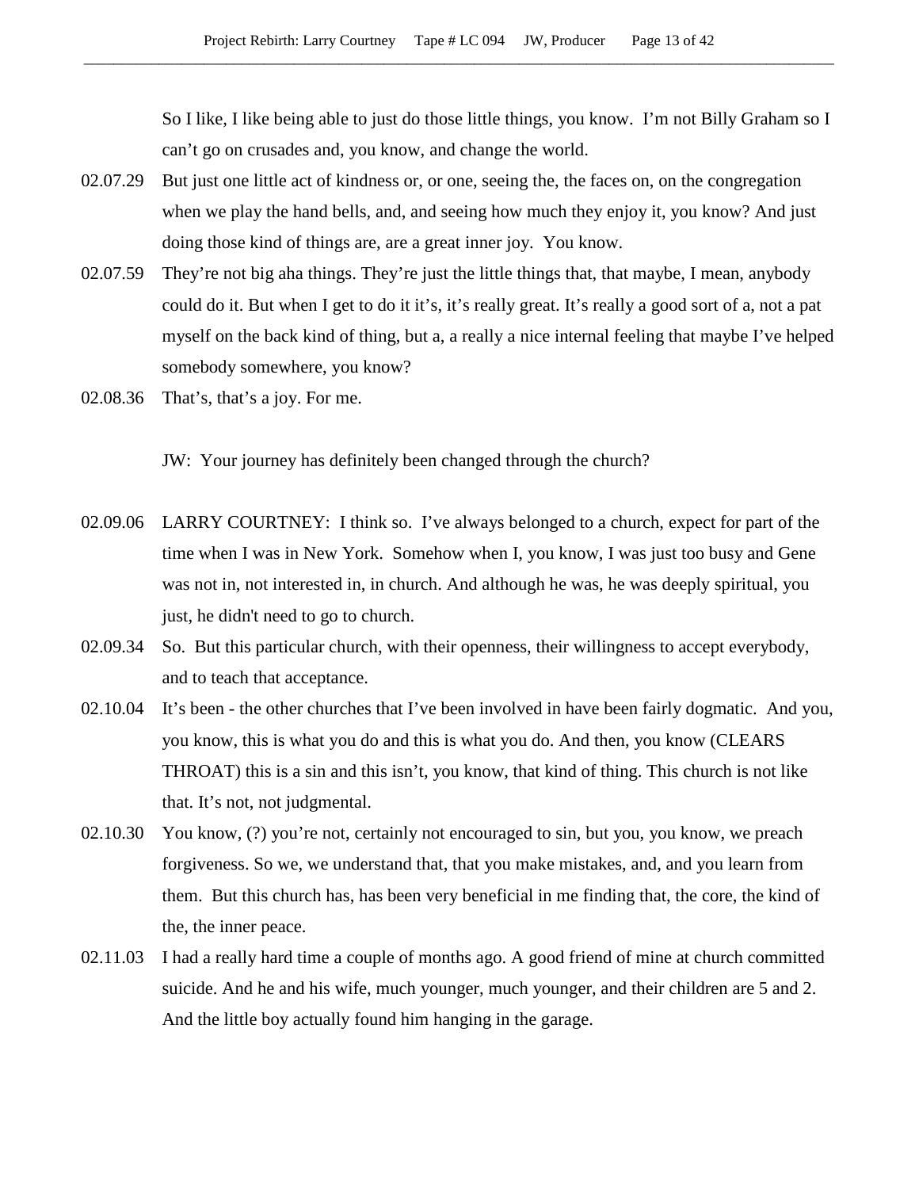So I like, I like being able to just do those little things, you know. I'm not Billy Graham so I can't go on crusades and, you know, and change the world.

02.07.29 But just one little act of kindness or, or one, seeing the, the faces on, on the congregation when we play the hand bells, and, and seeing how much they enjoy it, you know? And just doing those kind of things are, are a great inner joy. You know.

02.07.59 They're not big aha things. They're just the little things that, that maybe, I mean, anybody could do it. But when I get to do it it's, it's really great. It's really a good sort of a, not a pat myself on the back kind of thing, but a, a really a nice internal feeling that maybe I've helped somebody somewhere, you know?

02.08.36 That's, that's a joy. For me.

JW: Your journey has definitely been changed through the church?

02.09.06 LARRY COURTNEY: I think so. I've always belonged to a church, expect for part of the time when I was in New York. Somehow when I, you know, I was just too busy and Gene was not in, not interested in, in church. And although he was, he was deeply spiritual, you just, he didn't need to go to church.

02.09.34 So. But this particular church, with their openness, their willingness to accept everybody, and to teach that acceptance.

02.10.04 It's been - the other churches that I've been involved in have been fairly dogmatic. And you, you know, this is what you do and this is what you do. And then, you know (CLEARS THROAT) this is a sin and this isn't, you know, that kind of thing. This church is not like that. It's not, not judgmental.

02.10.30 You know, (?) you're not, certainly not encouraged to sin, but you, you know, we preach forgiveness. So we, we understand that, that you make mistakes, and, and you learn from them. But this church has, has been very beneficial in me finding that, the core, the kind of the, the inner peace.

02.11.03 I had a really hard time a couple of months ago. A good friend of mine at church committed suicide. And he and his wife, much younger, much younger, and their children are 5 and 2. And the little boy actually found him hanging in the garage.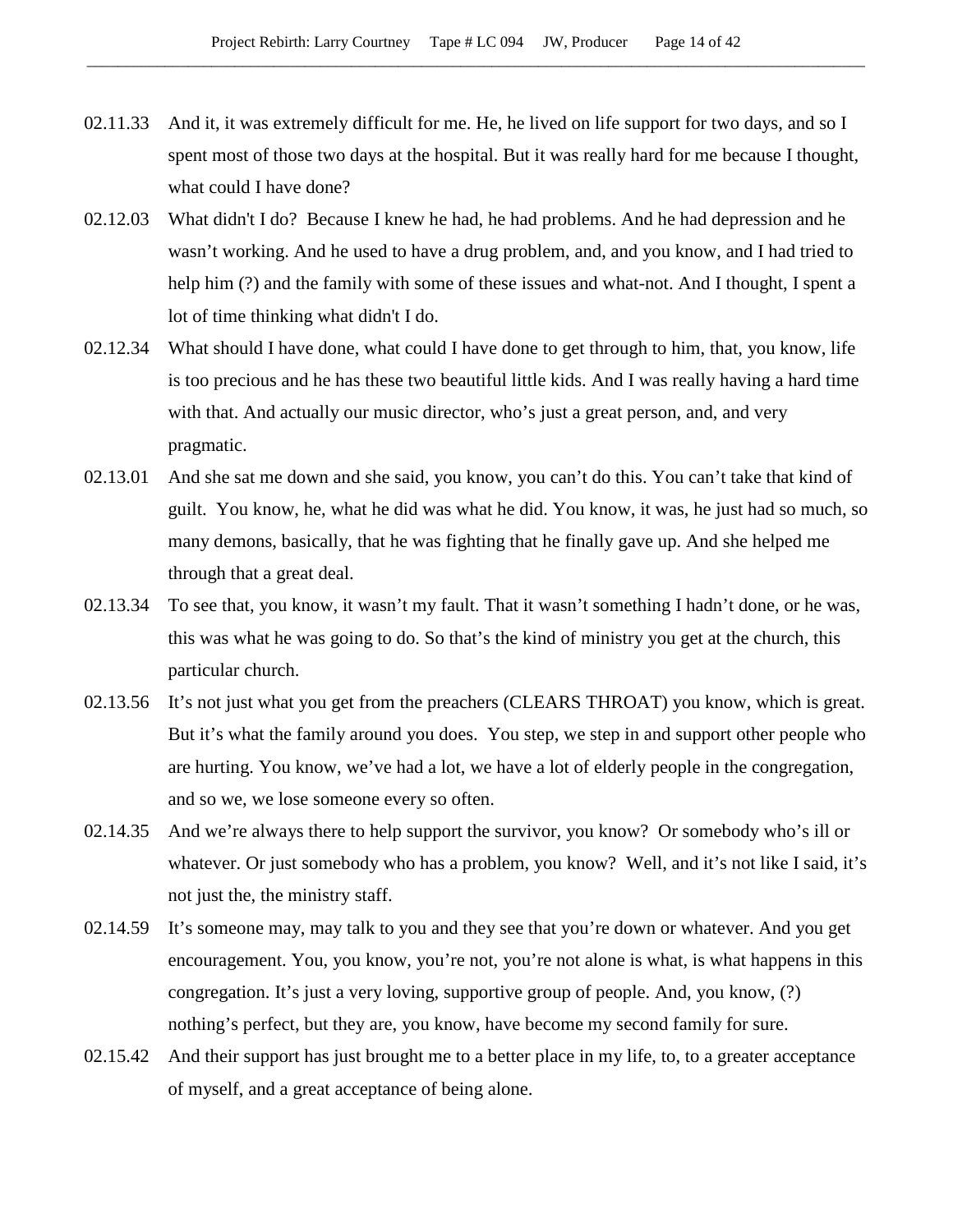02.11.33 And it, it was extremely difficult for me. He, he lived on life support for two days, and so I spent most of those two days at the hospital. But it was really hard for me because I thought, what could I have done?

02.12.03 What didn't I do? Because I knew he had, he had problems. And he had depression and he wasn't working. And he used to have a drug problem, and, and you know, and I had tried to help him (?) and the family with some of these issues and what-not. And I thought, I spent a lot of time thinking what didn't I do.

02.12.34 What should I have done, what could I have done to get through to him, that, you know, life is too precious and he has these two beautiful little kids. And I was really having a hard time with that. And actually our music director, who's just a great person, and, and very pragmatic.

02.13.01 And she sat me down and she said, you know, you can't do this. You can't take that kind of guilt. You know, he, what he did was what he did. You know, it was, he just had so much, so many demons, basically, that he was fighting that he finally gave up. And she helped me through that a great deal.

02.13.34 To see that, you know, it wasn't my fault. That it wasn't something I hadn't done, or he was, this was what he was going to do. So that's the kind of ministry you get at the church, this particular church.

02.13.56 It's not just what you get from the preachers (CLEARS THROAT) you know, which is great. But it's what the family around you does. You step, we step in and support other people who are hurting. You know, we've had a lot, we have a lot of elderly people in the congregation, and so we, we lose someone every so often.

02.14.35 And we're always there to help support the survivor, you know? Or somebody who's ill or whatever. Or just somebody who has a problem, you know? Well, and it's not like I said, it's not just the, the ministry staff.

02.14.59 It's someone may, may talk to you and they see that you're down or whatever. And you get encouragement. You, you know, you're not, you're not alone is what, is what happens in this congregation. It's just a very loving, supportive group of people. And, you know, (?) nothing's perfect, but they are, you know, have become my second family for sure.

02.15.42 And their support has just brought me to a better place in my life, to, to a greater acceptance of myself, and a great acceptance of being alone.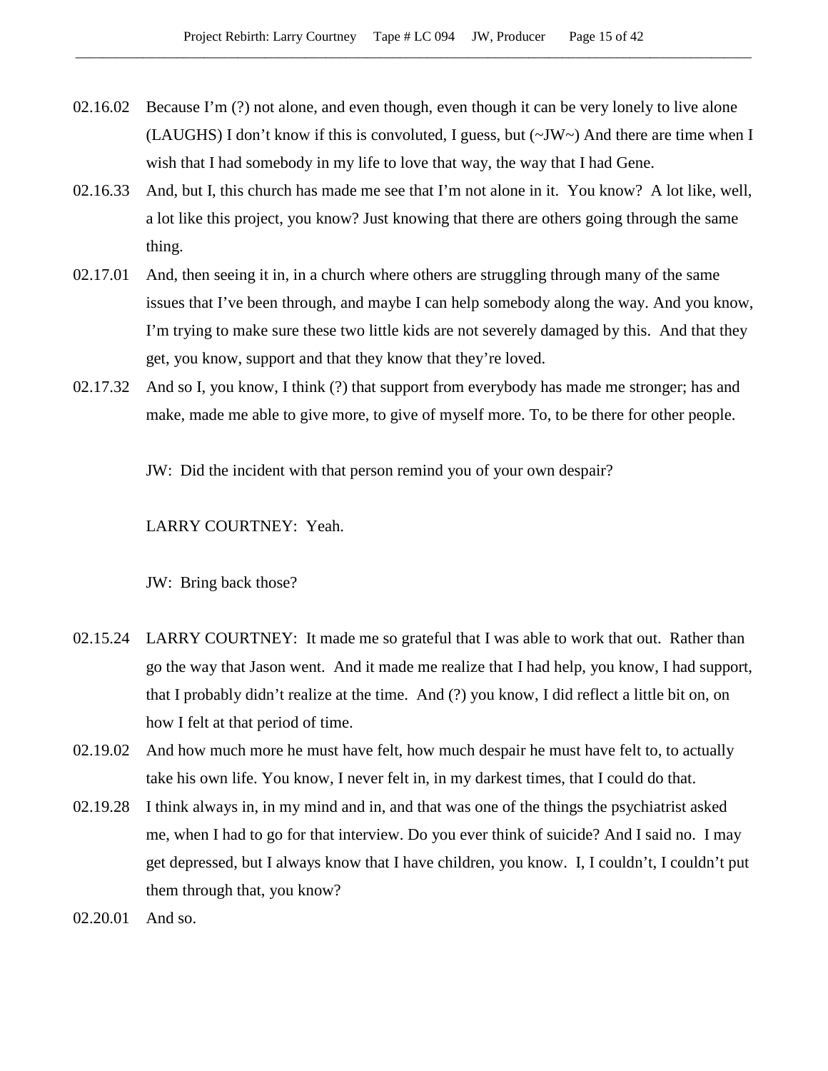02.16.02 Because I'm (?) not alone, and even though, even though it can be very lonely to live alone (LAUGHS) I don't know if this is convoluted, I guess, but (~JW~) And there are time when I wish that I had somebody in my life to love that way, the way that I had Gene.

02.16.33 And, but I, this church has made me see that I'm not alone in it. You know? A lot like, well, a lot like this project, you know? Just knowing that there are others going through the same thing.

02.17.01 And, then seeing it in, in a church where others are struggling through many of the same issues that I've been through, and maybe I can help somebody along the way. And you know, I'm trying to make sure these two little kids are not severely damaged by this. And that they get, you know, support and that they know that they're loved.

02.17.32 And so I, you know, I think (?) that support from everybody has made me stronger; has and make, made me able to give more, to give of myself more. To, to be there for other people.

JW: Did the incident with that person remind you of your own despair?

LARRY COURTNEY: Yeah.

JW: Bring back those?

02.15.24 LARRY COURTNEY: It made me so grateful that I was able to work that out. Rather than go the way that Jason went. And it made me realize that I had help, you know, I had support, that I probably didn't realize at the time. And (?) you know, I did reflect a little bit on, on how I felt at that period of time.

02.19.02 And how much more he must have felt, how much despair he must have felt to, to actually take his own life. You know, I never felt in, in my darkest times, that I could do that.

02.19.28 I think always in, in my mind and in, and that was one of the things the psychiatrist asked me, when I had to go for that interview. Do you ever think of suicide? And I said no. I may get depressed, but I always know that I have children, you know. I, I couldn't, I couldn't put them through that, you know?

02.20.01 And so.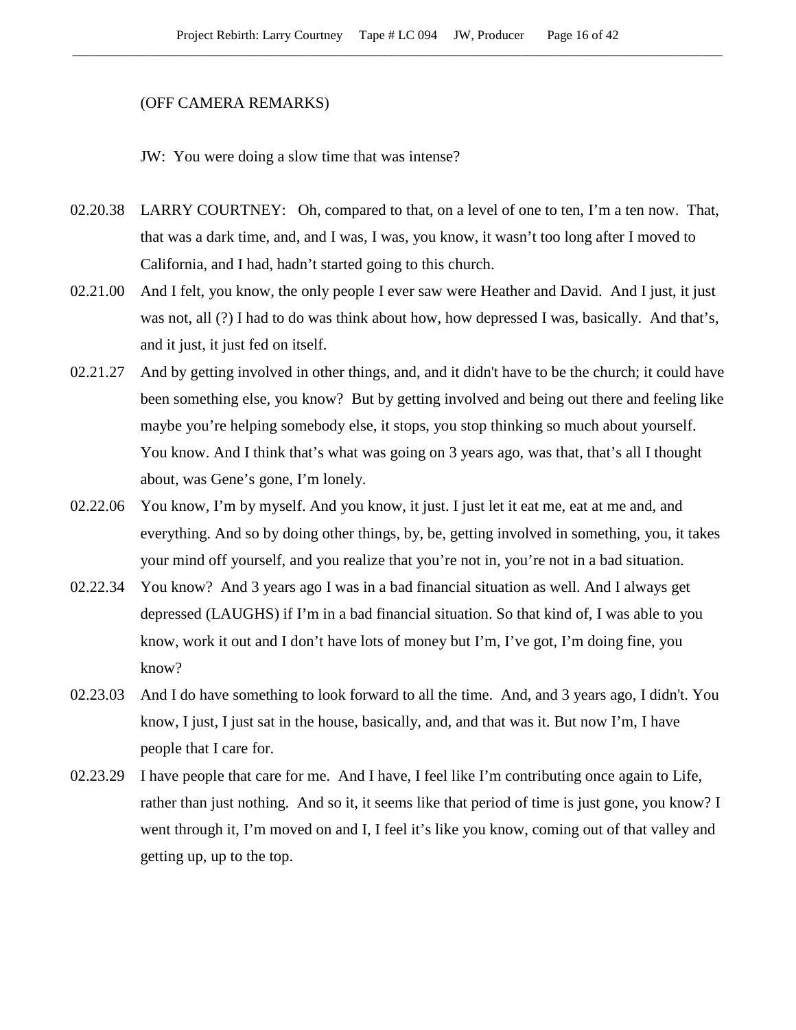(OFF CAMERA REMARKS)

JW: You were doing a slow time that was intense?

02.20.38 LARRY COURTNEY: Oh, compared to that, on a level of one to ten, I'm a ten now. That, that was a dark time, and, and I was, I was, you know, it wasn't too long after I moved to California, and I had, hadn't started going to this church.

02.21.00 And I felt, you know, the only people I ever saw were Heather and David. And I just, it just was not, all (?) I had to do was think about how, how depressed I was, basically. And that's, and it just, it just fed on itself.

02.21.27 And by getting involved in other things, and, and it didn't have to be the church; it could have been something else, you know? But by getting involved and being out there and feeling like maybe you're helping somebody else, it stops, you stop thinking so much about yourself. You know. And I think that's what was going on 3 years ago, was that, that's all I thought about, was Gene's gone, I'm lonely.

02.22.06 You know, I'm by myself. And you know, it just. I just let it eat me, eat at me and, and everything. And so by doing other things, by, be, getting involved in something, you, it takes your mind off yourself, and you realize that you're not in, you're not in a bad situation.

02.22.34 You know? And 3 years ago I was in a bad financial situation as well. And I always get depressed (LAUGHS) if I'm in a bad financial situation. So that kind of, I was able to you know, work it out and I don't have lots of money but I'm, I've got, I'm doing fine, you know?

02.23.03 And I do have something to look forward to all the time. And, and 3 years ago, I didn't. You know, I just, I just sat in the house, basically, and, and that was it. But now I'm, I have people that I care for.

02.23.29 I have people that care for me. And I have, I feel like I'm contributing once again to Life, rather than just nothing. And so it, it seems like that period of time is just gone, you know? I went through it, I'm moved on and I, I feel it's like you know, coming out of that valley and getting up, up to the top.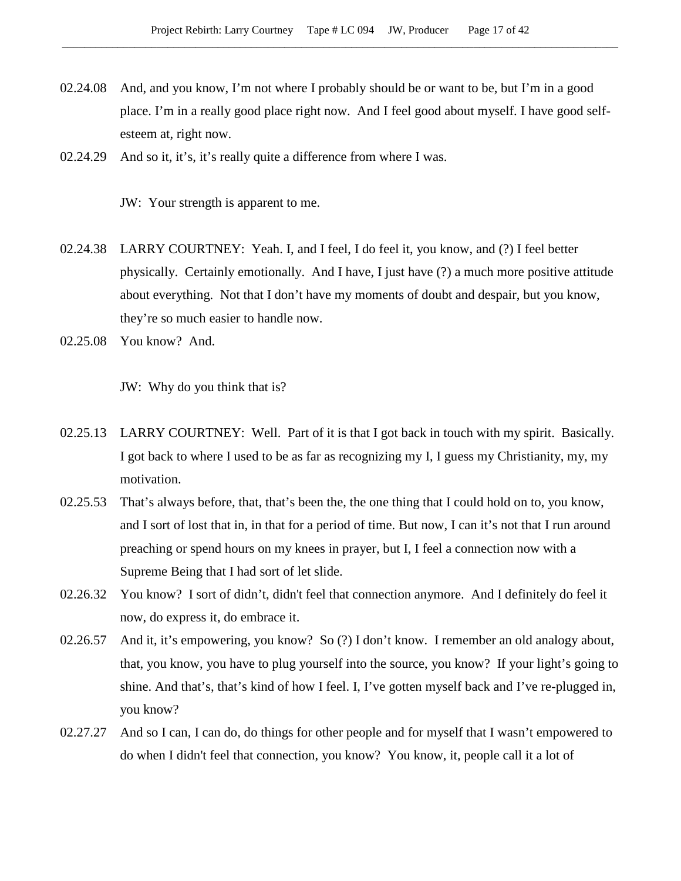02.24.08 And, and you know, I'm not where I probably should be or want to be, but I'm in a good place. I'm in a really good place right now. And I feel good about myself. I have good self-esteem at, right now.

02.24.29 And so it, it's, it's really quite a difference from where I was.

JW: Your strength is apparent to me.

02.24.38 LARRY COURTNEY: Yeah. I, and I feel, I do feel it, you know, and (?) I feel better physically. Certainly emotionally. And I have, I just have (?) a much more positive attitude about everything. Not that I don't have my moments of doubt and despair, but you know, they're so much easier to handle now.

02.25.08 You know? And.

JW: Why do you think that is?

02.25.13 LARRY COURTNEY: Well. Part of it is that I got back in touch with my spirit. Basically. I got back to where I used to be as far as recognizing my I, I guess my Christianity, my, my motivation.

02.25.53 That's always before, that, that's been the, the one thing that I could hold on to, you know, and I sort of lost that in, in that for a period of time. But now, I can it's not that I run around preaching or spend hours on my knees in prayer, but I, I feel a connection now with a Supreme Being that I had sort of let slide.

02.26.32 You know? I sort of didn't, didn't feel that connection anymore. And I definitely do feel it now, do express it, do embrace it.

02.26.57 And it, it's empowering, you know? So (?) I don't know. I remember an old analogy about, that, you know, you have to plug yourself into the source, you know? If your light's going to shine. And that's, that's kind of how I feel. I, I've gotten myself back and I've re-plugged in, you know?

02.27.27 And so I can, I can do, do things for other people and for myself that I wasn't empowered to do when I didn't feel that connection, you know? You know, it, people call it a lot of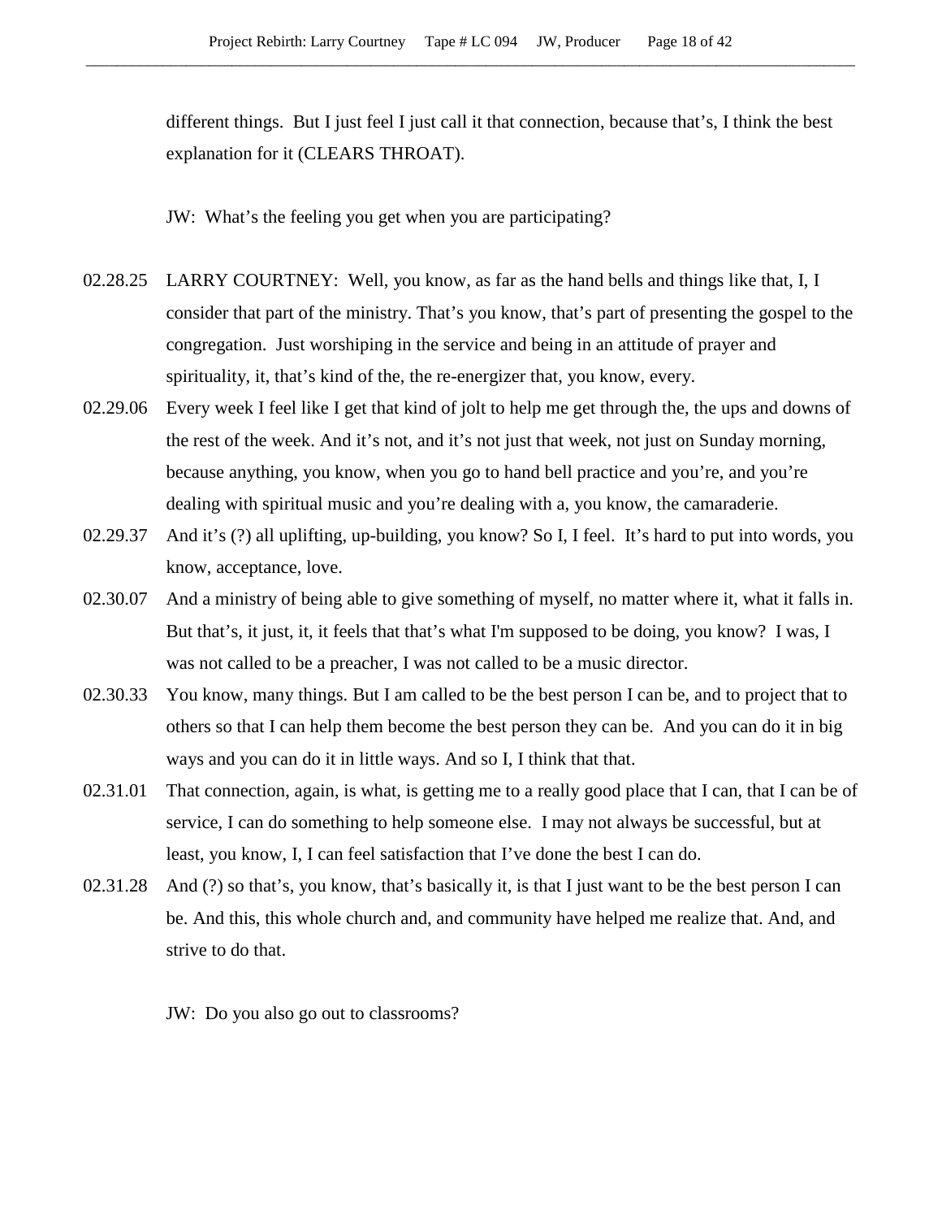different things. But I just feel I just call it that connection, because that's, I think the best explanation for it (CLEARS THROAT).

JW: What's the feeling you get when you are participating?

02.28.25 LARRY COURTNEY: Well, you know, as far as the hand bells and things like that, I, I consider that part of the ministry. That's you know, that's part of presenting the gospel to the congregation. Just worshiping in the service and being in an attitude of prayer and spirituality, it, that's kind of the, the re-energizer that, you know, every.

02.29.06 Every week I feel like I get that kind of jolt to help me get through the, the ups and downs of the rest of the week. And it's not, and it's not just that week, not just on Sunday morning, because anything, you know, when you go to hand bell practice and you're, and you're dealing with spiritual music and you're dealing with a, you know, the camaraderie.

02.29.37 And it's (?) all uplifting, up-building, you know? So I, I feel. It's hard to put into words, you know, acceptance, love.

02.30.07 And a ministry of being able to give something of myself, no matter where it, what it falls in. But that's, it just, it, it feels that that's what I'm supposed to be doing, you know? I was, I was not called to be a preacher, I was not called to be a music director.

02.30.33 You know, many things. But I am called to be the best person I can be, and to project that to others so that I can help them become the best person they can be. And you can do it in big ways and you can do it in little ways. And so I, I think that that.

02.31.01 That connection, again, is what, is getting me to a really good place that I can, that I can be of service, I can do something to help someone else. I may not always be successful, but at least, you know, I, I can feel satisfaction that I've done the best I can do.

02.31.28 And (?) so that's, you know, that's basically it, is that I just want to be the best person I can be. And this, this whole church and, and community have helped me realize that. And, and strive to do that.

JW: Do you also go out to classrooms?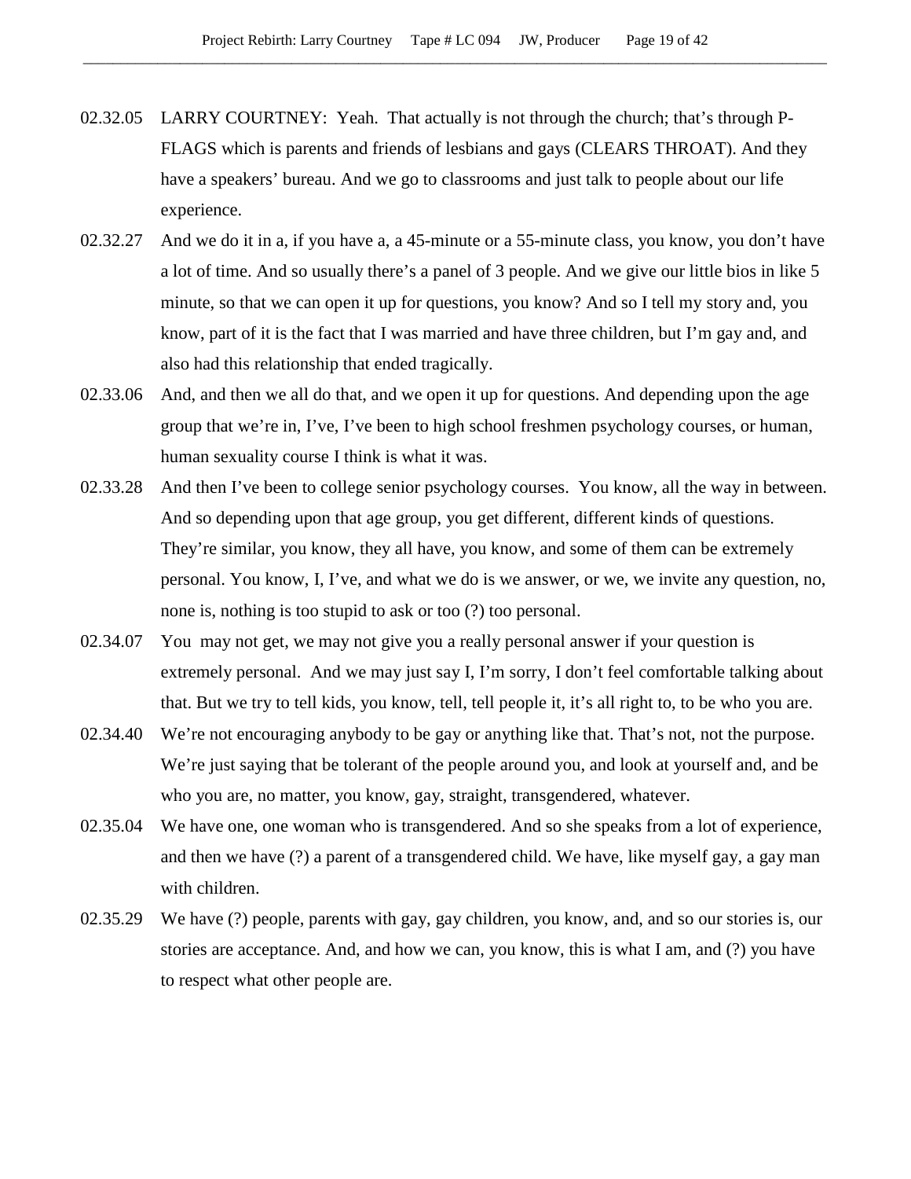02.32.05 LARRY COURTNEY: Yeah. That actually is not through the church; that's through P-FLAGS which is parents and friends of lesbians and gays (CLEARS THROAT). And they have a speakers' bureau. And we go to classrooms and just talk to people about our life experience.

02.32.27 And we do it in a, if you have a, a 45-minute or a 55-minute class, you know, you don't have a lot of time. And so usually there's a panel of 3 people. And we give our little bios in like 5 minute, so that we can open it up for questions, you know? And so I tell my story and, you know, part of it is the fact that I was married and have three children, but I'm gay and, and also had this relationship that ended tragically.

02.33.06 And, and then we all do that, and we open it up for questions. And depending upon the age group that we're in, I've, I've been to high school freshmen psychology courses, or human, human sexuality course I think is what it was.

02.33.28 And then I've been to college senior psychology courses. You know, all the way in between. And so depending upon that age group, you get different, different kinds of questions. They're similar, you know, they all have, you know, and some of them can be extremely personal. You know, I, I've, and what we do is we answer, or we, we invite any question, no, none is, nothing is too stupid to ask or too (?) too personal.

02.34.07 You may not get, we may not give you a really personal answer if your question is extremely personal. And we may just say I, I'm sorry, I don't feel comfortable talking about that. But we try to tell kids, you know, tell, tell people it, it's all right to, to be who you are.

02.34.40 We're not encouraging anybody to be gay or anything like that. That's not, not the purpose. We're just saying that be tolerant of the people around you, and look at yourself and, and be who you are, no matter, you know, gay, straight, transgendered, whatever.

02.35.04 We have one, one woman who is transgendered. And so she speaks from a lot of experience, and then we have (?) a parent of a transgendered child. We have, like myself gay, a gay man with children.

02.35.29 We have (?) people, parents with gay, gay children, you know, and, and so our stories is, our stories are acceptance. And, and how we can, you know, this is what I am, and (?) you have to respect what other people are.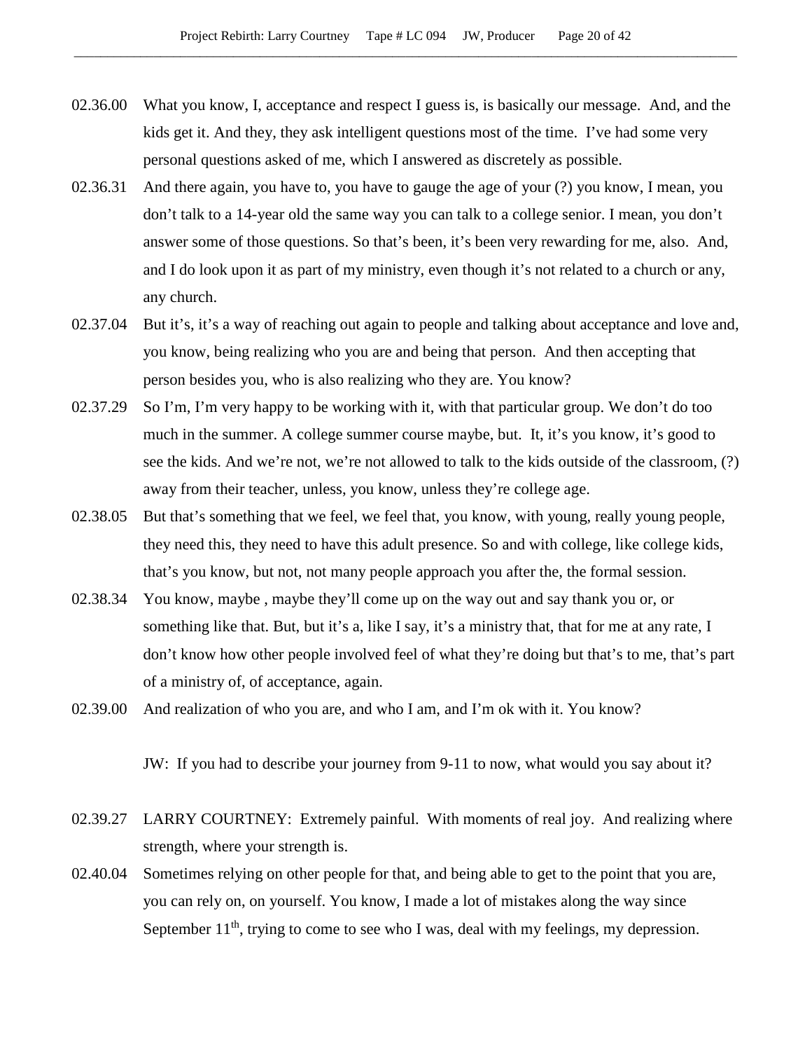02.36.00 What you know, I, acceptance and respect I guess is, is basically our message. And, and the kids get it. And they, they ask intelligent questions most of the time. I've had some very personal questions asked of me, which I answered as discretely as possible.

02.36.31 And there again, you have to, you have to gauge the age of your (?) you know, I mean, you don't talk to a 14-year old the same way you can talk to a college senior. I mean, you don't answer some of those questions. So that's been, it's been very rewarding for me, also. And, and I do look upon it as part of my ministry, even though it's not related to a church or any, any church.

02.37.04 But it's, it's a way of reaching out again to people and talking about acceptance and love and, you know, being realizing who you are and being that person. And then accepting that person besides you, who is also realizing who they are. You know?

02.37.29 So I'm, I'm very happy to be working with it, with that particular group. We don't do too much in the summer. A college summer course maybe, but. It, it's you know, it's good to see the kids. And we're not, we're not allowed to talk to the kids outside of the classroom, (?) away from their teacher, unless, you know, unless they're college age.

02.38.05 But that's something that we feel, we feel that, you know, with young, really young people, they need this, they need to have this adult presence. So and with college, like college kids, that's you know, but not, not many people approach you after the, the formal session.

02.38.34 You know, maybe , maybe they'll come up on the way out and say thank you or, or something like that. But, but it's a, like I say, it's a ministry that, that for me at any rate, I don't know how other people involved feel of what they're doing but that's to me, that's part of a ministry of, of acceptance, again.

02.39.00 And realization of who you are, and who I am, and I'm ok with it. You know?

JW: If you had to describe your journey from 9-11 to now, what would you say about it?

02.39.27 LARRY COURTNEY: Extremely painful. With moments of real joy. And realizing where strength, where your strength is.

02.40.04 Sometimes relying on other people for that, and being able to get to the point that you are, you can rely on, on yourself. You know, I made a lot of mistakes along the way since September 11th, trying to come to see who I was, deal with my feelings, my depression.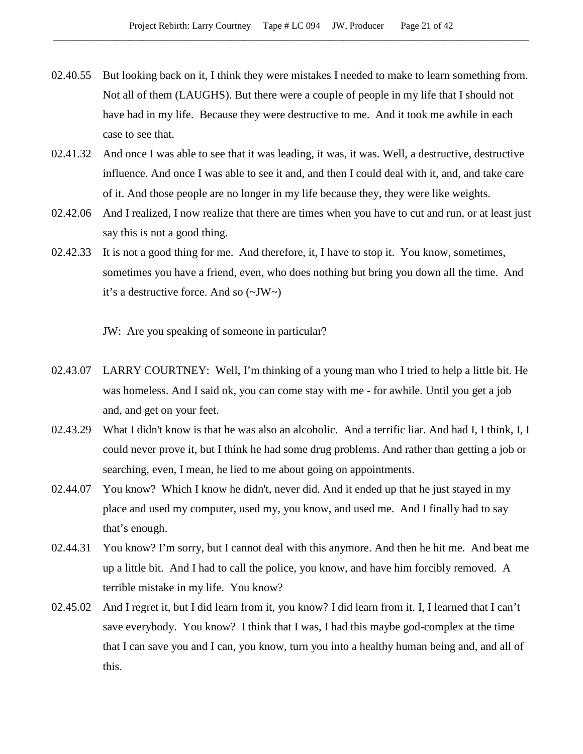02.40.55 But looking back on it, I think they were mistakes I needed to make to learn something from. Not all of them (LAUGHS). But there were a couple of people in my life that I should not have had in my life. Because they were destructive to me. And it took me awhile in each case to see that.

02.41.32 And once I was able to see that it was leading, it was, it was. Well, a destructive, destructive influence. And once I was able to see it and, and then I could deal with it, and, and take care of it. And those people are no longer in my life because they, they were like weights.

02.42.06 And I realized, I now realize that there are times when you have to cut and run, or at least just say this is not a good thing.

02.42.33 It is not a good thing for me. And therefore, it, I have to stop it. You know, sometimes, sometimes you have a friend, even, who does nothing but bring you down all the time. And it's a destructive force. And so (~JW~)

JW: Are you speaking of someone in particular?

02.43.07 LARRY COURTNEY: Well, I'm thinking of a young man who I tried to help a little bit. He was homeless. And I said ok, you can come stay with me - for awhile. Until you get a job and, and get on your feet.

02.43.29 What I didn't know is that he was also an alcoholic. And a terrific liar. And had I, I think, I, I could never prove it, but I think he had some drug problems. And rather than getting a job or searching, even, I mean, he lied to me about going on appointments.

02.44.07 You know? Which I know he didn't, never did. And it ended up that he just stayed in my place and used my computer, used my, you know, and used me. And I finally had to say that's enough.

02.44.31 You know? I'm sorry, but I cannot deal with this anymore. And then he hit me. And beat me up a little bit. And I had to call the police, you know, and have him forcibly removed. A terrible mistake in my life. You know?

02.45.02 And I regret it, but I did learn from it, you know? I did learn from it. I, I learned that I can't save everybody. You know? I think that I was, I had this maybe god-complex at the time that I can save you and I can, you know, turn you into a healthy human being and, and all of this.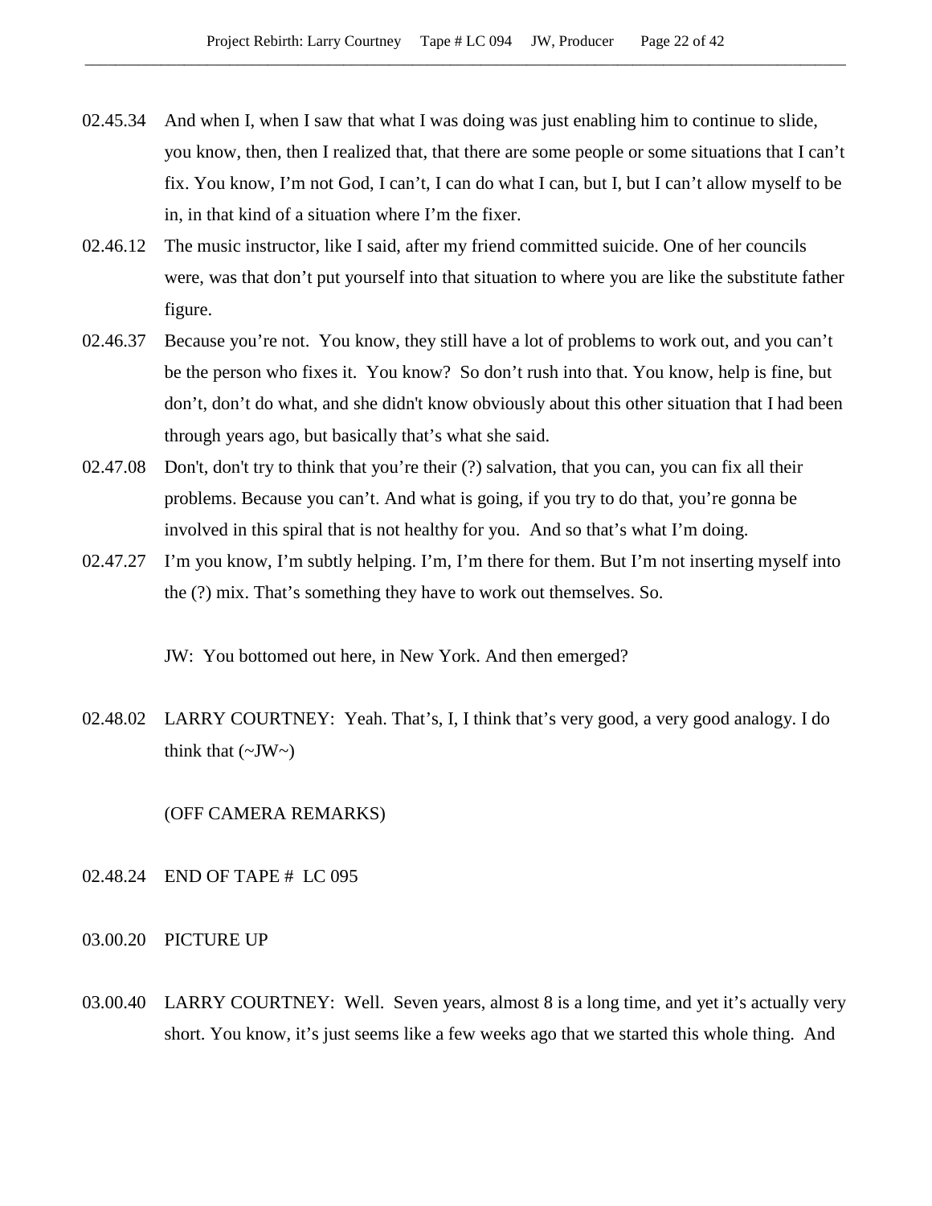02.45.34 And when I, when I saw that what I was doing was just enabling him to continue to slide, you know, then, then I realized that, that there are some people or some situations that I can't fix. You know, I'm not God, I can't, I can do what I can, but I, but I can't allow myself to be in, in that kind of a situation where I'm the fixer.

02.46.12 The music instructor, like I said, after my friend committed suicide. One of her councils were, was that don't put yourself into that situation to where you are like the substitute father figure.

02.46.37 Because you're not. You know, they still have a lot of problems to work out, and you can't be the person who fixes it. You know? So don't rush into that. You know, help is fine, but don't, don't do what, and she didn't know obviously about this other situation that I had been through years ago, but basically that's what she said.

02.47.08 Don't, don't try to think that you're their (?) salvation, that you can, you can fix all their problems. Because you can't. And what is going, if you try to do that, you're gonna be involved in this spiral that is not healthy for you. And so that's what I'm doing.

02.47.27 I'm you know, I'm subtly helping. I'm, I'm there for them. But I'm not inserting myself into the (?) mix. That's something they have to work out themselves. So.

JW: You bottomed out here, in New York. And then emerged?

02.48.02 LARRY COURTNEY: Yeah. That's, I, I think that's very good, a very good analogy. I do think that (~JW~)

(OFF CAMERA REMARKS)

02.48.24 END OF TAPE # LC 095

03.00.20 PICTURE UP

03.00.40 LARRY COURTNEY: Well. Seven years, almost 8 is a long time, and yet it's actually very short. You know, it's just seems like a few weeks ago that we started this whole thing. And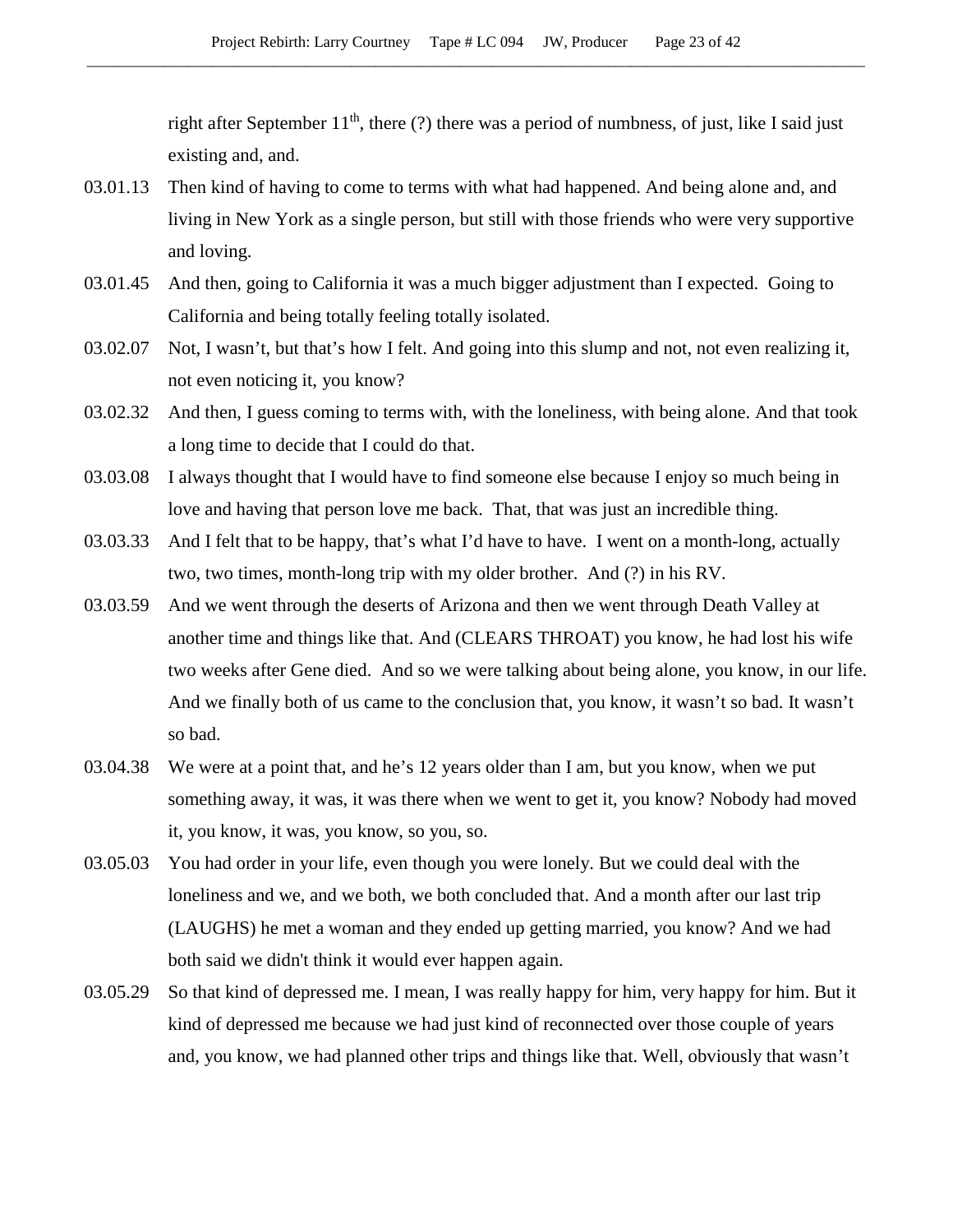right after September 11th, there (?) there was a period of numbness, of just, like I said just existing and, and.

03.01.13 Then kind of having to come to terms with what had happened. And being alone and, and living in New York as a single person, but still with those friends who were very supportive and loving.

03.01.45 And then, going to California it was a much bigger adjustment than I expected. Going to California and being totally feeling totally isolated.

03.02.07 Not, I wasn't, but that's how I felt. And going into this slump and not, not even realizing it, not even noticing it, you know?

03.02.32 And then, I guess coming to terms with, with the loneliness, with being alone. And that took a long time to decide that I could do that.

03.03.08 I always thought that I would have to find someone else because I enjoy so much being in love and having that person love me back. That, that was just an incredible thing.

03.03.33 And I felt that to be happy, that's what I'd have to have. I went on a month-long, actually two, two times, month-long trip with my older brother. And (?) in his RV.

03.03.59 And we went through the deserts of Arizona and then we went through Death Valley at another time and things like that. And (CLEARS THROAT) you know, he had lost his wife two weeks after Gene died. And so we were talking about being alone, you know, in our life. And we finally both of us came to the conclusion that, you know, it wasn't so bad. It wasn't so bad.

03.04.38 We were at a point that, and he's 12 years older than I am, but you know, when we put something away, it was, it was there when we went to get it, you know? Nobody had moved it, you know, it was, you know, so you, so.

03.05.03 You had order in your life, even though you were lonely. But we could deal with the loneliness and we, and we both, we both concluded that. And a month after our last trip (LAUGHS) he met a woman and they ended up getting married, you know? And we had both said we didn't think it would ever happen again.

03.05.29 So that kind of depressed me. I mean, I was really happy for him, very happy for him. But it kind of depressed me because we had just kind of reconnected over those couple of years and, you know, we had planned other trips and things like that. Well, obviously that wasn't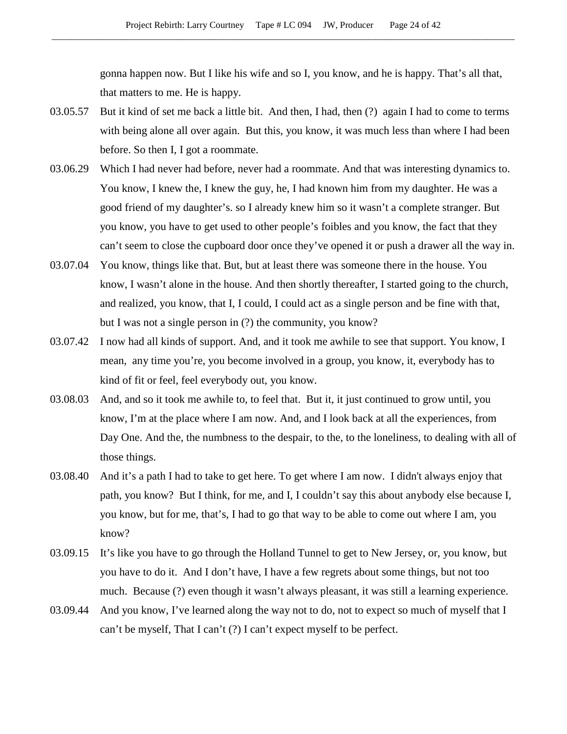gonna happen now. But I like his wife and so I, you know, and he is happy. That's all that, that matters to me. He is happy.

03.05.57 But it kind of set me back a little bit. And then, I had, then (?) again I had to come to terms with being alone all over again. But this, you know, it was much less than where I had been before. So then I, I got a roommate.

03.06.29 Which I had never had before, never had a roommate. And that was interesting dynamics to. You know, I knew the, I knew the guy, he, I had known him from my daughter. He was a good friend of my daughter's. so I already knew him so it wasn't a complete stranger. But you know, you have to get used to other people's foibles and you know, the fact that they can't seem to close the cupboard door once they've opened it or push a drawer all the way in.

03.07.04 You know, things like that. But, but at least there was someone there in the house. You know, I wasn't alone in the house. And then shortly thereafter, I started going to the church, and realized, you know, that I, I could, I could act as a single person and be fine with that, but I was not a single person in (?) the community, you know?

03.07.42 I now had all kinds of support. And, and it took me awhile to see that support. You know, I mean, any time you're, you become involved in a group, you know, it, everybody has to kind of fit or feel, feel everybody out, you know.

03.08.03 And, and so it took me awhile to, to feel that. But it, it just continued to grow until, you know, I'm at the place where I am now. And, and I look back at all the experiences, from Day One. And the, the numbness to the despair, to the, to the loneliness, to dealing with all of those things.

03.08.40 And it's a path I had to take to get here. To get where I am now. I didn't always enjoy that path, you know? But I think, for me, and I, I couldn't say this about anybody else because I, you know, but for me, that's, I had to go that way to be able to come out where I am, you know?

03.09.15 It's like you have to go through the Holland Tunnel to get to New Jersey, or, you know, but you have to do it. And I don't have, I have a few regrets about some things, but not too much. Because (?) even though it wasn't always pleasant, it was still a learning experience.

03.09.44 And you know, I've learned along the way not to do, not to expect so much of myself that I can't be myself, That I can't (?) I can't expect myself to be perfect.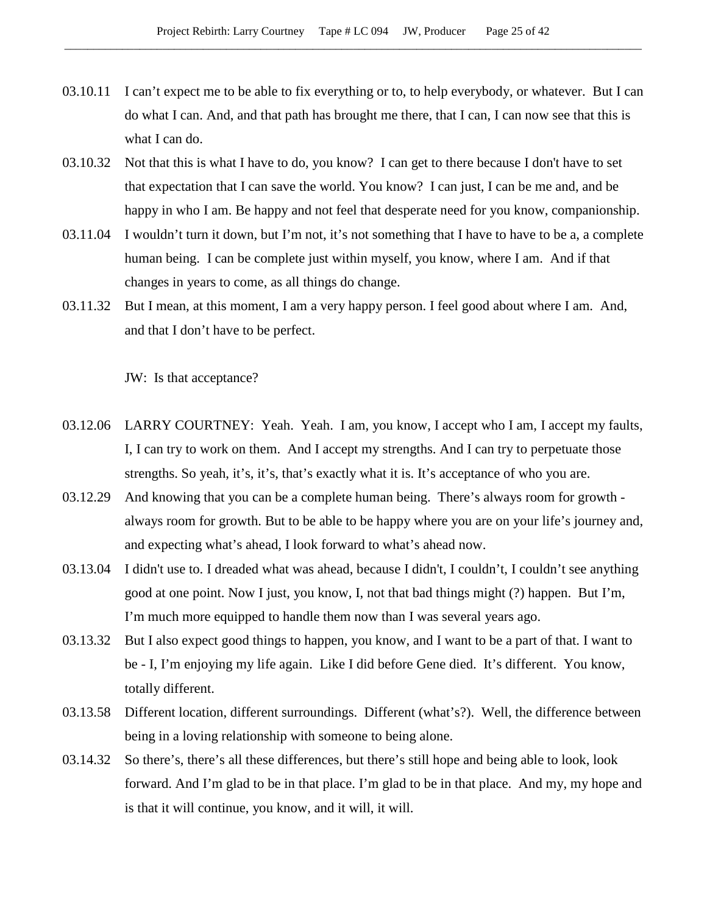03.10.11 I can't expect me to be able to fix everything or to, to help everybody, or whatever. But I can do what I can. And, and that path has brought me there, that I can, I can now see that this is what I can do.

03.10.32 Not that this is what I have to do, you know? I can get to there because I don't have to set that expectation that I can save the world. You know? I can just, I can be me and, and be happy in who I am. Be happy and not feel that desperate need for you know, companionship.

03.11.04 I wouldn't turn it down, but I'm not, it's not something that I have to have to be a, a complete human being. I can be complete just within myself, you know, where I am. And if that changes in years to come, as all things do change.

03.11.32 But I mean, at this moment, I am a very happy person. I feel good about where I am. And, and that I don't have to be perfect.

JW: Is that acceptance?

03.12.06 LARRY COURTNEY: Yeah. Yeah. I am, you know, I accept who I am, I accept my faults, I, I can try to work on them. And I accept my strengths. And I can try to perpetuate those strengths. So yeah, it's, it's, that's exactly what it is. It's acceptance of who you are.

03.12.29 And knowing that you can be a complete human being. There's always room for growth - always room for growth. But to be able to be happy where you are on your life's journey and, and expecting what's ahead, I look forward to what's ahead now.

03.13.04 I didn't use to. I dreaded what was ahead, because I didn't, I couldn't, I couldn't see anything good at one point. Now I just, you know, I, not that bad things might (?) happen. But I'm, I'm much more equipped to handle them now than I was several years ago.

03.13.32 But I also expect good things to happen, you know, and I want to be a part of that. I want to be - I, I'm enjoying my life again. Like I did before Gene died. It's different. You know, totally different.

03.13.58 Different location, different surroundings. Different (what's?). Well, the difference between being in a loving relationship with someone to being alone.

03.14.32 So there's, there's all these differences, but there's still hope and being able to look, look forward. And I'm glad to be in that place. I'm glad to be in that place. And my, my hope and is that it will continue, you know, and it will, it will.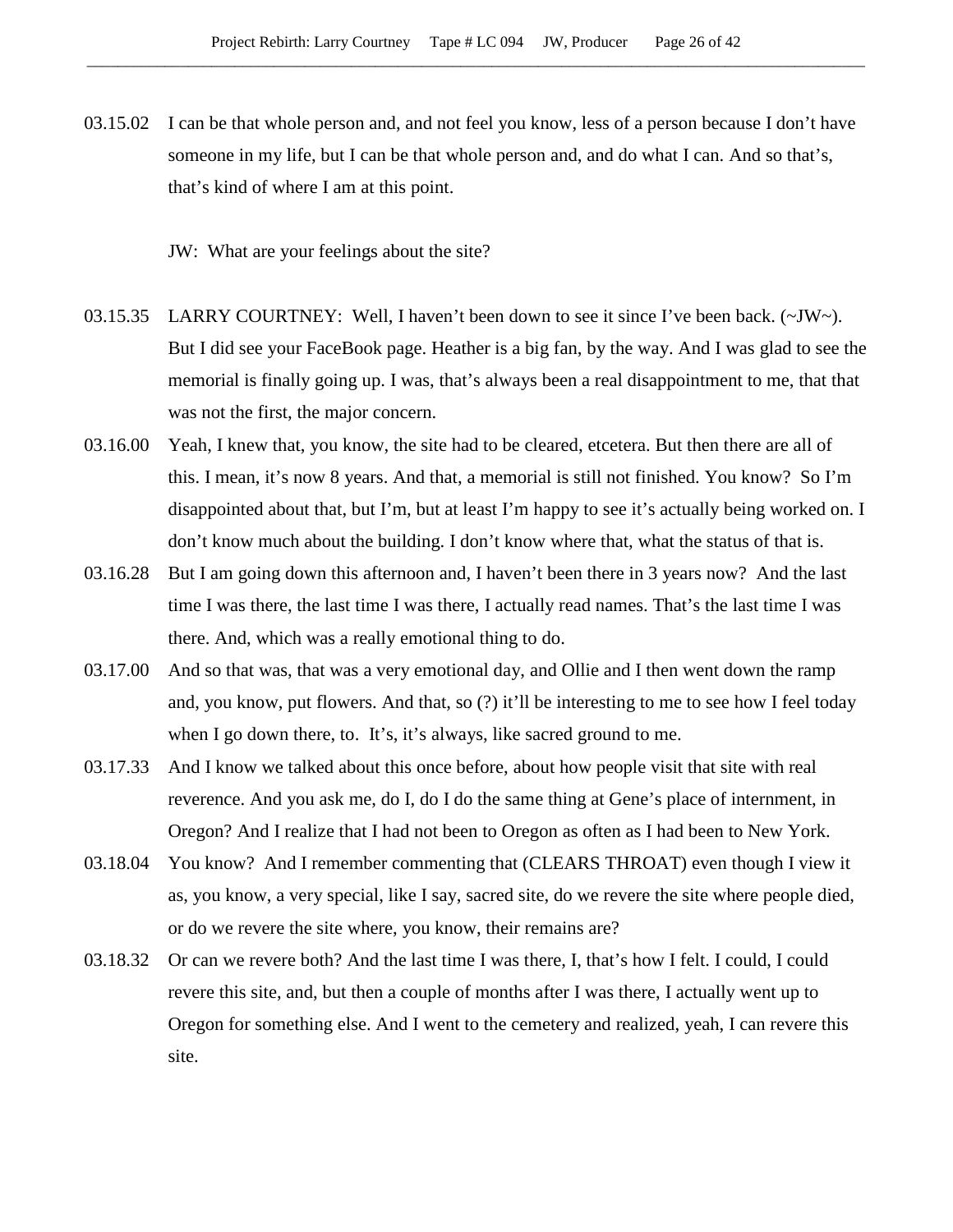03.15.02 I can be that whole person and, and not feel you know, less of a person because I don't have someone in my life, but I can be that whole person and, and do what I can. And so that's, that's kind of where I am at this point.

JW: What are your feelings about the site?

03.15.35 LARRY COURTNEY: Well, I haven't been down to see it since I've been back. (~JW~). But I did see your FaceBook page. Heather is a big fan, by the way. And I was glad to see the memorial is finally going up. I was, that's always been a real disappointment to me, that that was not the first, the major concern.

03.16.00 Yeah, I knew that, you know, the site had to be cleared, etcetera. But then there are all of this. I mean, it's now 8 years. And that, a memorial is still not finished. You know? So I'm disappointed about that, but I'm, but at least I'm happy to see it's actually being worked on. I don't know much about the building. I don't know where that, what the status of that is.

03.16.28 But I am going down this afternoon and, I haven't been there in 3 years now? And the last time I was there, the last time I was there, I actually read names. That's the last time I was there. And, which was a really emotional thing to do.

03.17.00 And so that was, that was a very emotional day, and Ollie and I then went down the ramp and, you know, put flowers. And that, so (?) it'll be interesting to me to see how I feel today when I go down there, to. It's, it's always, like sacred ground to me.

03.17.33 And I know we talked about this once before, about how people visit that site with real reverence. And you ask me, do I, do I do the same thing at Gene's place of internment, in Oregon? And I realize that I had not been to Oregon as often as I had been to New York.

03.18.04 You know? And I remember commenting that (CLEARS THROAT) even though I view it as, you know, a very special, like I say, sacred site, do we revere the site where people died, or do we revere the site where, you know, their remains are?

03.18.32 Or can we revere both? And the last time I was there, I, that's how I felt. I could, I could revere this site, and, but then a couple of months after I was there, I actually went up to Oregon for something else. And I went to the cemetery and realized, yeah, I can revere this site.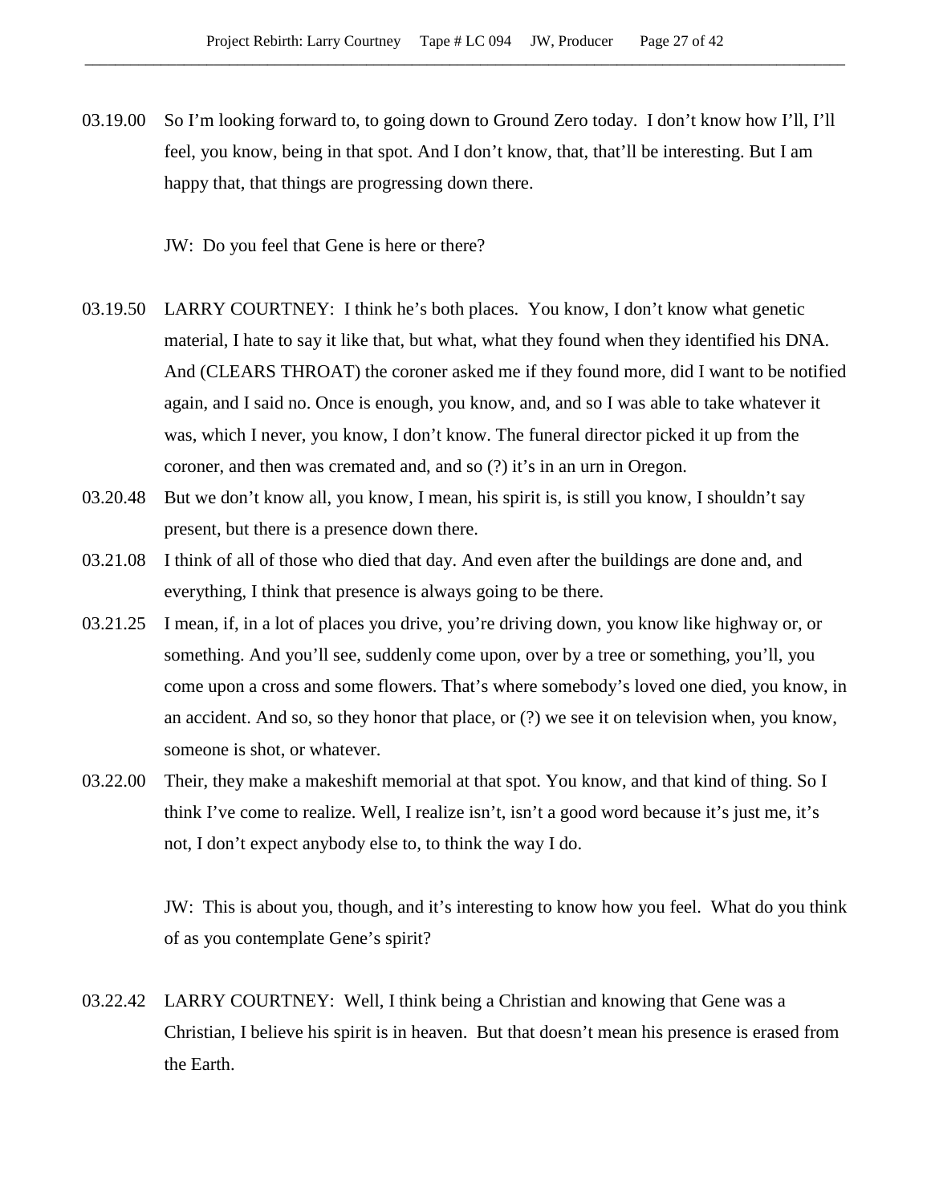03.19.00 So I'm looking forward to, to going down to Ground Zero today. I don't know how I'll, I'll feel, you know, being in that spot. And I don't know, that, that'll be interesting. But I am happy that, that things are progressing down there.

JW: Do you feel that Gene is here or there?

03.19.50 LARRY COURTNEY: I think he's both places. You know, I don't know what genetic material, I hate to say it like that, but what, what they found when they identified his DNA. And (CLEARS THROAT) the coroner asked me if they found more, did I want to be notified again, and I said no. Once is enough, you know, and, and so I was able to take whatever it was, which I never, you know, I don't know. The funeral director picked it up from the coroner, and then was cremated and, and so (?) it's in an urn in Oregon.

03.20.48 But we don't know all, you know, I mean, his spirit is, is still you know, I shouldn't say present, but there is a presence down there.

03.21.08 I think of all of those who died that day. And even after the buildings are done and, and everything, I think that presence is always going to be there.

03.21.25 I mean, if, in a lot of places you drive, you're driving down, you know like highway or, or something. And you'll see, suddenly come upon, over by a tree or something, you'll, you come upon a cross and some flowers. That's where somebody's loved one died, you know, in an accident. And so, so they honor that place, or (?) we see it on television when, you know, someone is shot, or whatever.

03.22.00 Their, they make a makeshift memorial at that spot. You know, and that kind of thing. So I think I've come to realize. Well, I realize isn't, isn't a good word because it's just me, it's not, I don't expect anybody else to, to think the way I do.

JW: This is about you, though, and it's interesting to know how you feel. What do you think of as you contemplate Gene's spirit?

03.22.42 LARRY COURTNEY: Well, I think being a Christian and knowing that Gene was a Christian, I believe his spirit is in heaven. But that doesn't mean his presence is erased from the Earth.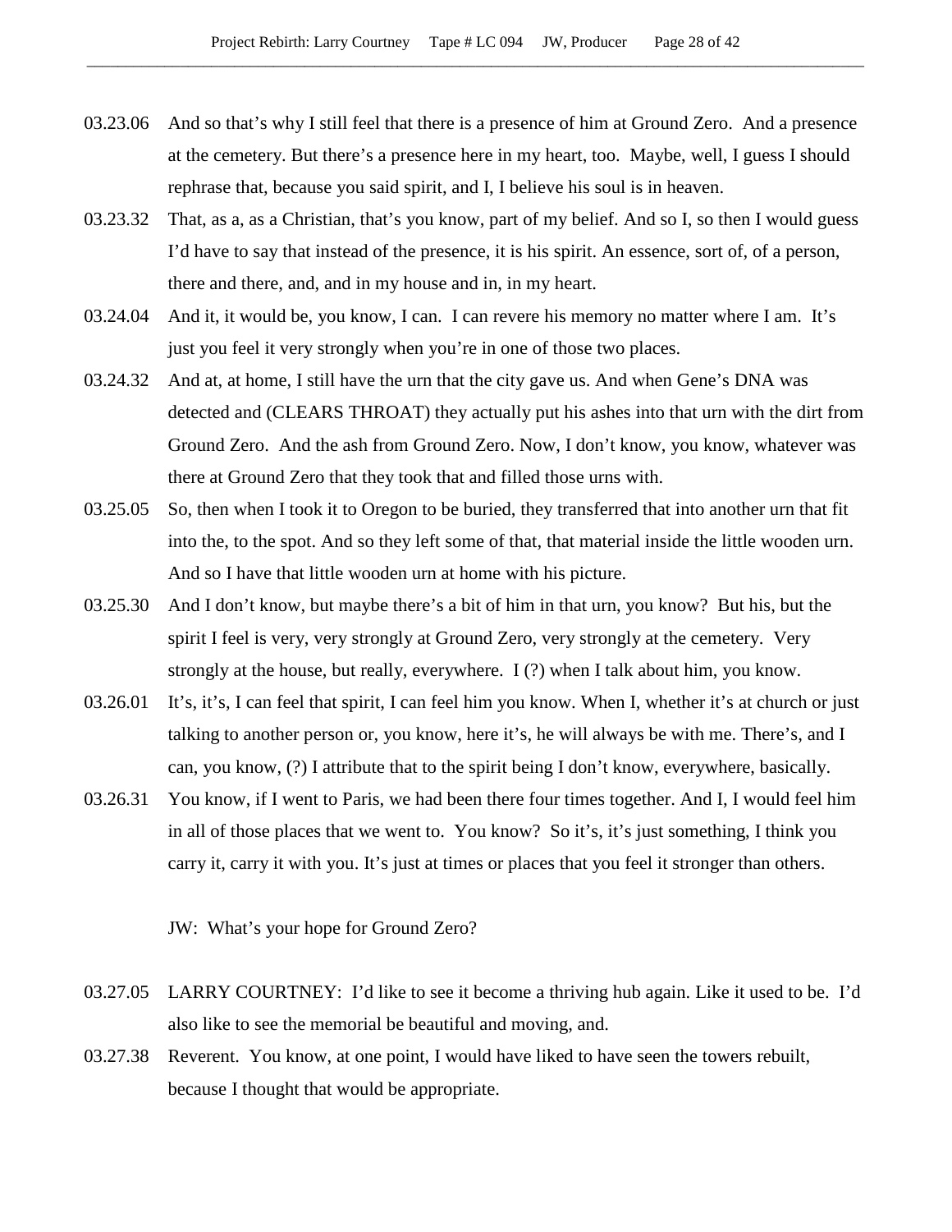03.23.06 And so that's why I still feel that there is a presence of him at Ground Zero. And a presence at the cemetery. But there's a presence here in my heart, too. Maybe, well, I guess I should rephrase that, because you said spirit, and I, I believe his soul is in heaven.

03.23.32 That, as a, as a Christian, that's you know, part of my belief. And so I, so then I would guess I'd have to say that instead of the presence, it is his spirit. An essence, sort of, of a person, there and there, and, and in my house and in, in my heart.

03.24.04 And it, it would be, you know, I can. I can revere his memory no matter where I am. It's just you feel it very strongly when you're in one of those two places.

03.24.32 And at, at home, I still have the urn that the city gave us. And when Gene's DNA was detected and (CLEARS THROAT) they actually put his ashes into that urn with the dirt from Ground Zero. And the ash from Ground Zero. Now, I don't know, you know, whatever was there at Ground Zero that they took that and filled those urns with.

03.25.05 So, then when I took it to Oregon to be buried, they transferred that into another urn that fit into the, to the spot. And so they left some of that, that material inside the little wooden urn. And so I have that little wooden urn at home with his picture.

03.25.30 And I don't know, but maybe there's a bit of him in that urn, you know? But his, but the spirit I feel is very, very strongly at Ground Zero, very strongly at the cemetery. Very strongly at the house, but really, everywhere. I (?) when I talk about him, you know.

03.26.01 It's, it's, I can feel that spirit, I can feel him you know. When I, whether it's at church or just talking to another person or, you know, here it's, he will always be with me. There's, and I can, you know, (?) I attribute that to the spirit being I don't know, everywhere, basically.

03.26.31 You know, if I went to Paris, we had been there four times together. And I, I would feel him in all of those places that we went to. You know? So it's, it's just something, I think you carry it, carry it with you. It's just at times or places that you feel it stronger than others.

JW: What's your hope for Ground Zero?

03.27.05 LARRY COURTNEY: I'd like to see it become a thriving hub again. Like it used to be. I'd also like to see the memorial be beautiful and moving, and.

03.27.38 Reverent. You know, at one point, I would have liked to have seen the towers rebuilt, because I thought that would be appropriate.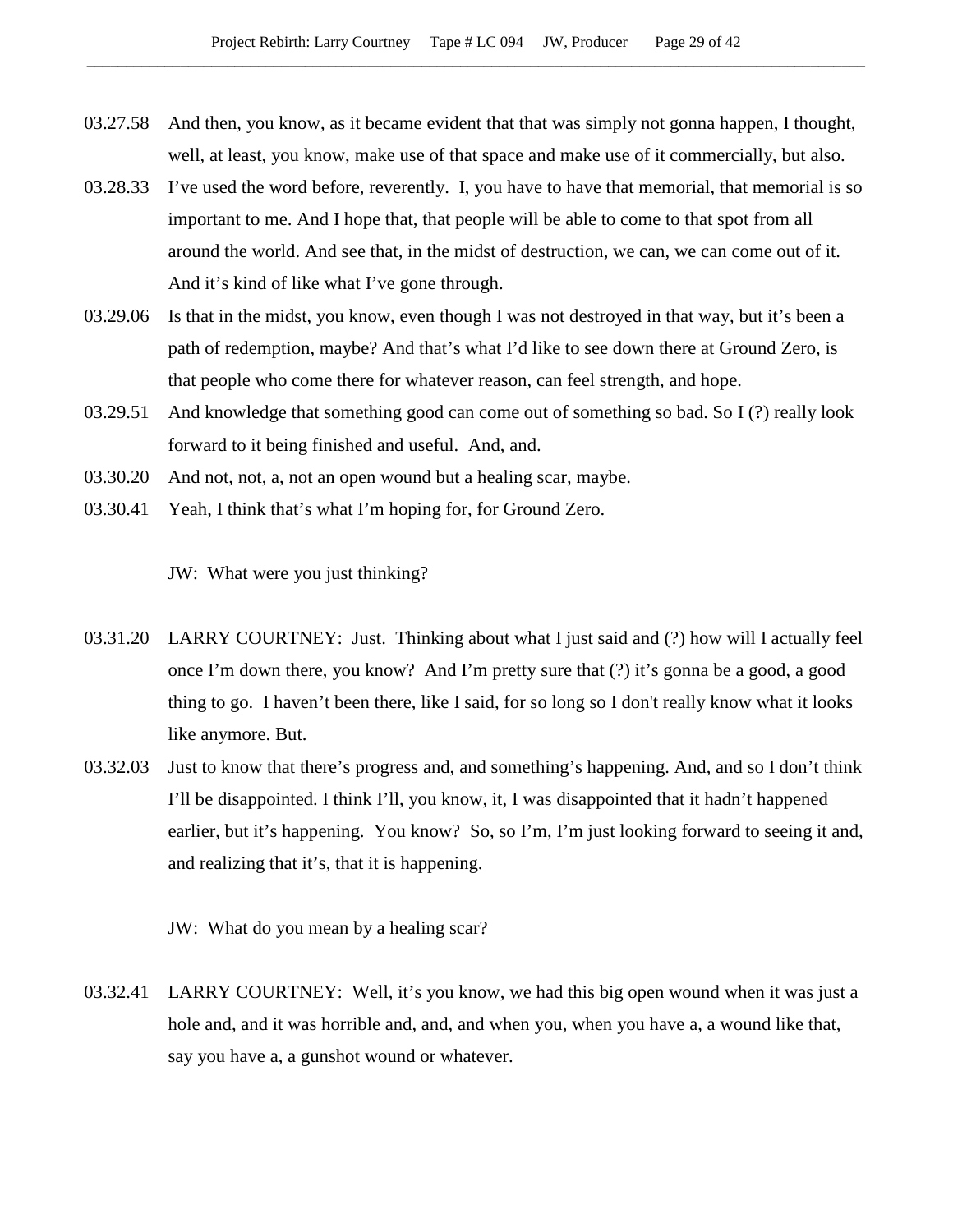03.27.58 And then, you know, as it became evident that that was simply not gonna happen, I thought, well, at least, you know, make use of that space and make use of it commercially, but also.

03.28.33 I've used the word before, reverently. I, you have to have that memorial, that memorial is so important to me. And I hope that, that people will be able to come to that spot from all around the world. And see that, in the midst of destruction, we can, we can come out of it. And it's kind of like what I've gone through.

03.29.06 Is that in the midst, you know, even though I was not destroyed in that way, but it's been a path of redemption, maybe? And that's what I'd like to see down there at Ground Zero, is that people who come there for whatever reason, can feel strength, and hope.

03.29.51 And knowledge that something good can come out of something so bad. So I (?) really look forward to it being finished and useful. And, and.

03.30.20 And not, not, a, not an open wound but a healing scar, maybe.

03.30.41 Yeah, I think that's what I'm hoping for, for Ground Zero.

JW: What were you just thinking?

03.31.20 LARRY COURTNEY: Just. Thinking about what I just said and (?) how will I actually feel once I'm down there, you know? And I'm pretty sure that (?) it's gonna be a good, a good thing to go. I haven't been there, like I said, for so long so I don't really know what it looks like anymore. But.

03.32.03 Just to know that there's progress and, and something's happening. And, and so I don't think I'll be disappointed. I think I'll, you know, it, I was disappointed that it hadn't happened earlier, but it's happening. You know? So, so I'm, I'm just looking forward to seeing it and, and realizing that it's, that it is happening.

JW: What do you mean by a healing scar?

03.32.41 LARRY COURTNEY: Well, it's you know, we had this big open wound when it was just a hole and, and it was horrible and, and, and when you, when you have a, a wound like that, say you have a, a gunshot wound or whatever.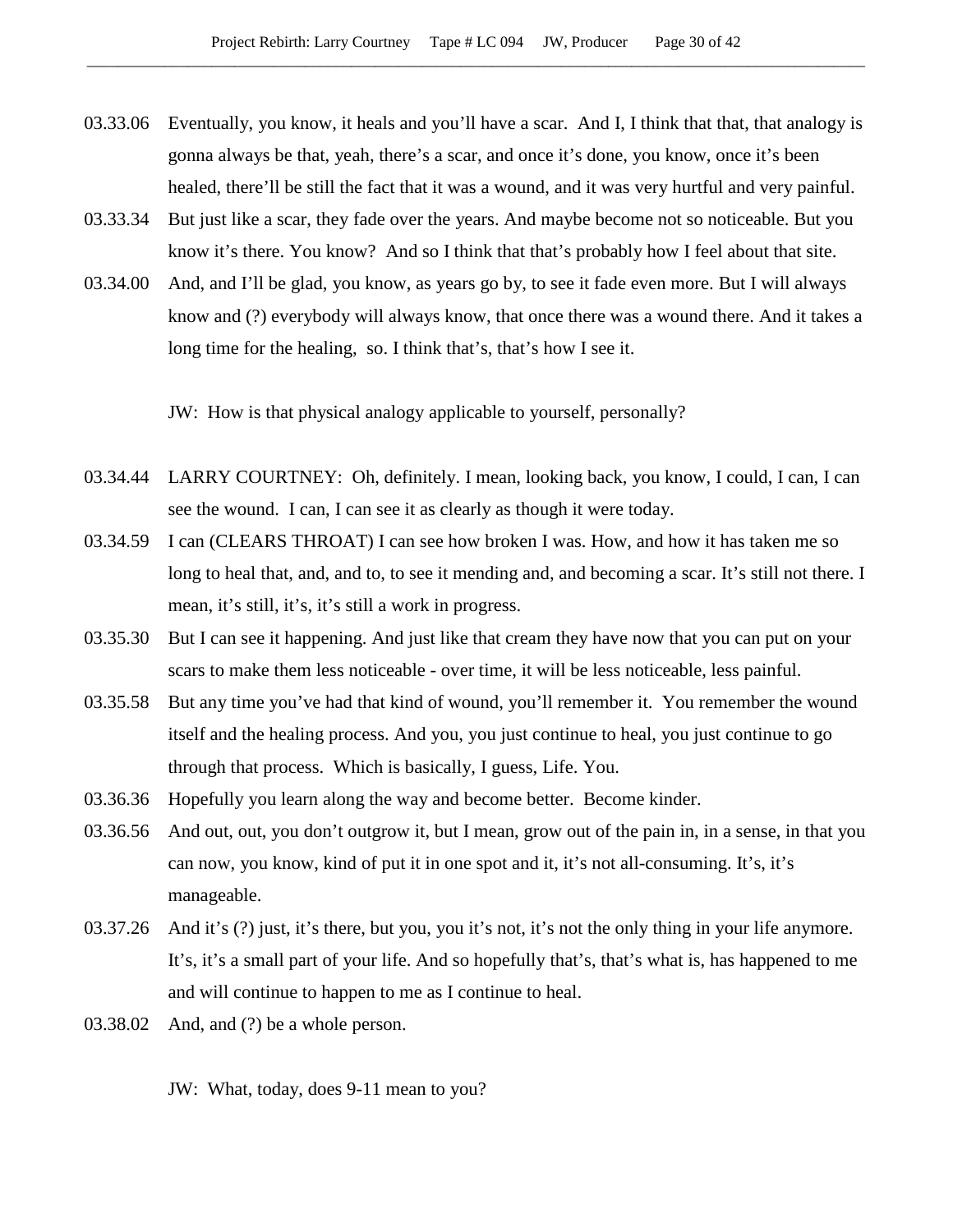03.33.06 Eventually, you know, it heals and you'll have a scar. And I, I think that that, that analogy is gonna always be that, yeah, there's a scar, and once it's done, you know, once it's been healed, there'll be still the fact that it was a wound, and it was very hurtful and very painful.

03.33.34 But just like a scar, they fade over the years. And maybe become not so noticeable. But you know it's there. You know? And so I think that that's probably how I feel about that site.

03.34.00 And, and I'll be glad, you know, as years go by, to see it fade even more. But I will always know and (?) everybody will always know, that once there was a wound there. And it takes a long time for the healing, so. I think that's, that's how I see it.

JW: How is that physical analogy applicable to yourself, personally?

03.34.44 LARRY COURTNEY: Oh, definitely. I mean, looking back, you know, I could, I can, I can see the wound. I can, I can see it as clearly as though it were today.

03.34.59 I can (CLEARS THROAT) I can see how broken I was. How, and how it has taken me so long to heal that, and, and to, to see it mending and, and becoming a scar. It's still not there. I mean, it's still, it's, it's still a work in progress.

03.35.30 But I can see it happening. And just like that cream they have now that you can put on your scars to make them less noticeable - over time, it will be less noticeable, less painful.

03.35.58 But any time you've had that kind of wound, you'll remember it. You remember the wound itself and the healing process. And you, you just continue to heal, you just continue to go through that process. Which is basically, I guess, Life. You.

03.36.36 Hopefully you learn along the way and become better. Become kinder.

03.36.56 And out, out, you don't outgrow it, but I mean, grow out of the pain in, in a sense, in that you can now, you know, kind of put it in one spot and it, it's not all-consuming. It's, it's manageable.

03.37.26 And it's (?) just, it's there, but you, you it's not, it's not the only thing in your life anymore. It's, it's a small part of your life. And so hopefully that's, that's what is, has happened to me and will continue to happen to me as I continue to heal.

03.38.02 And, and (?) be a whole person.

JW: What, today, does 9-11 mean to you?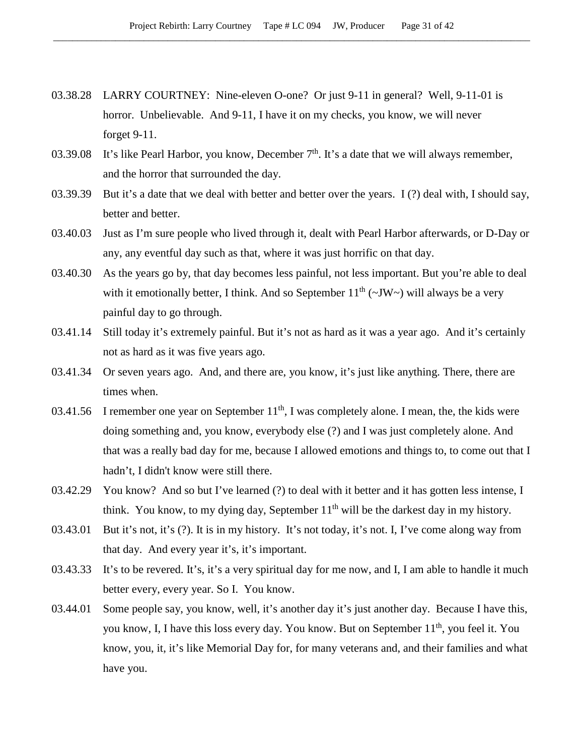03.38.28 LARRY COURTNEY: Nine-eleven O-one? Or just 9-11 in general? Well, 9-11-01 is horror. Unbelievable. And 9-11, I have it on my checks, you know, we will never forget 9-11.

03.39.08 It's like Pearl Harbor, you know, December 7th. It's a date that we will always remember, and the horror that surrounded the day.

03.39.39 But it's a date that we deal with better and better over the years. I (?) deal with, I should say, better and better.

03.40.03 Just as I'm sure people who lived through it, dealt with Pearl Harbor afterwards, or D-Day or any, any eventful day such as that, where it was just horrific on that day.

03.40.30 As the years go by, that day becomes less painful, not less important. But you're able to deal with it emotionally better, I think. And so September 11th (~JW~) will always be a very painful day to go through.

03.41.14 Still today it's extremely painful. But it's not as hard as it was a year ago. And it's certainly not as hard as it was five years ago.

03.41.34 Or seven years ago. And, and there are, you know, it's just like anything. There, there are times when.

03.41.56 I remember one year on September 11th, I was completely alone. I mean, the, the kids were doing something and, you know, everybody else (?) and I was just completely alone. And that was a really bad day for me, because I allowed emotions and things to, to come out that I hadn't, I didn't know were still there.

03.42.29 You know? And so but I've learned (?) to deal with it better and it has gotten less intense, I think. You know, to my dying day, September 11th will be the darkest day in my history.

03.43.01 But it's not, it's (?). It is in my history. It's not today, it's not. I, I've come along way from that day. And every year it's, it's important.

03.43.33 It's to be revered. It's, it's a very spiritual day for me now, and I, I am able to handle it much better every, every year. So I. You know.

03.44.01 Some people say, you know, well, it's another day it's just another day. Because I have this, you know, I, I have this loss every day. You know. But on September 11th, you feel it. You know, you, it, it's like Memorial Day for, for many veterans and, and their families and what have you.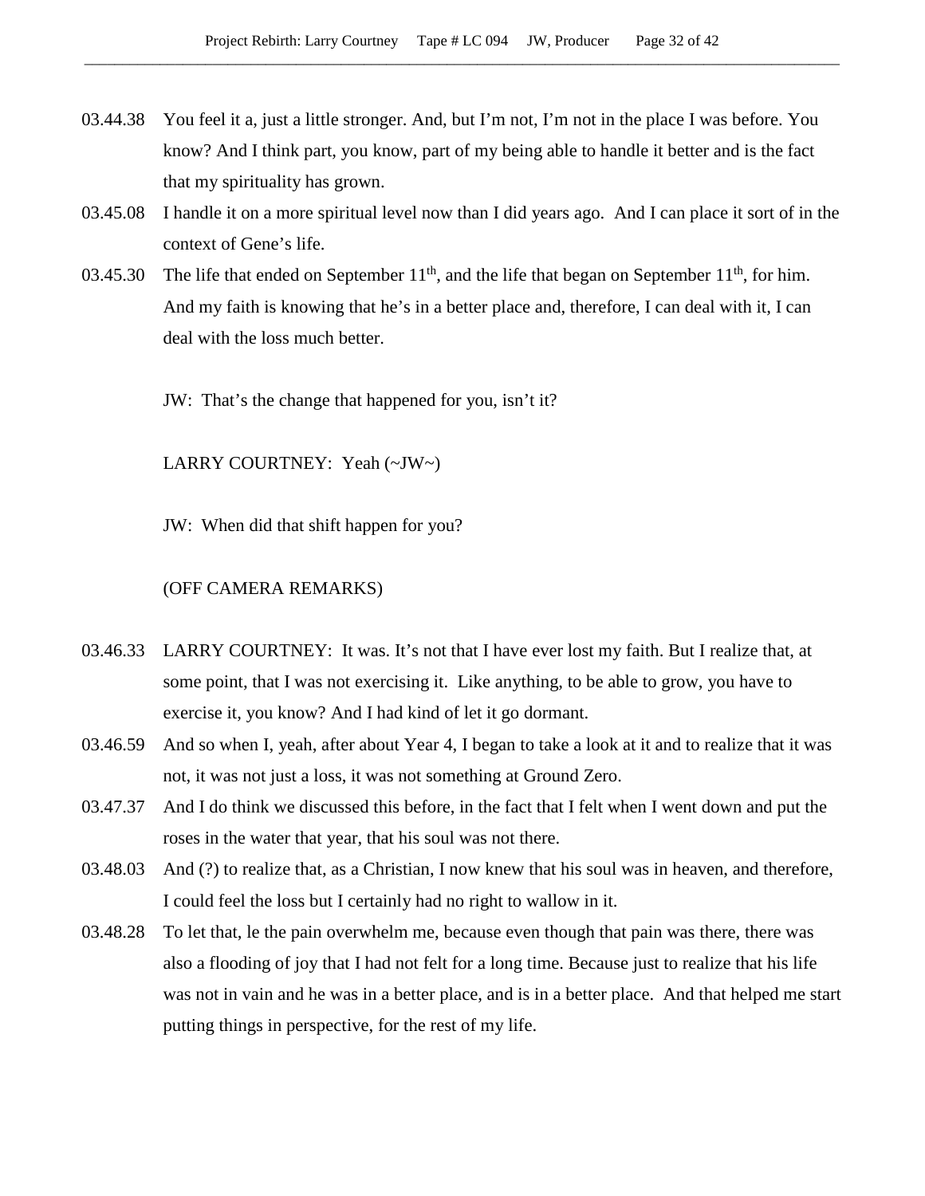03.44.38 You feel it a, just a little stronger. And, but I'm not, I'm not in the place I was before. You know? And I think part, you know, part of my being able to handle it better and is the fact that my spirituality has grown.

03.45.08 I handle it on a more spiritual level now than I did years ago. And I can place it sort of in the context of Gene's life.

03.45.30 The life that ended on September 11th, and the life that began on September 11th, for him. And my faith is knowing that he's in a better place and, therefore, I can deal with it, I can deal with the loss much better.

JW: That's the change that happened for you, isn't it?

LARRY COURTNEY: Yeah (~JW~)

JW: When did that shift happen for you?

(OFF CAMERA REMARKS)

03.46.33 LARRY COURTNEY: It was. It's not that I have ever lost my faith. But I realize that, at some point, that I was not exercising it. Like anything, to be able to grow, you have to exercise it, you know? And I had kind of let it go dormant.

03.46.59 And so when I, yeah, after about Year 4, I began to take a look at it and to realize that it was not, it was not just a loss, it was not something at Ground Zero.

03.47.37 And I do think we discussed this before, in the fact that I felt when I went down and put the roses in the water that year, that his soul was not there.

03.48.03 And (?) to realize that, as a Christian, I now knew that his soul was in heaven, and therefore, I could feel the loss but I certainly had no right to wallow in it.

03.48.28 To let that, le the pain overwhelm me, because even though that pain was there, there was also a flooding of joy that I had not felt for a long time. Because just to realize that his life was not in vain and he was in a better place, and is in a better place. And that helped me start putting things in perspective, for the rest of my life.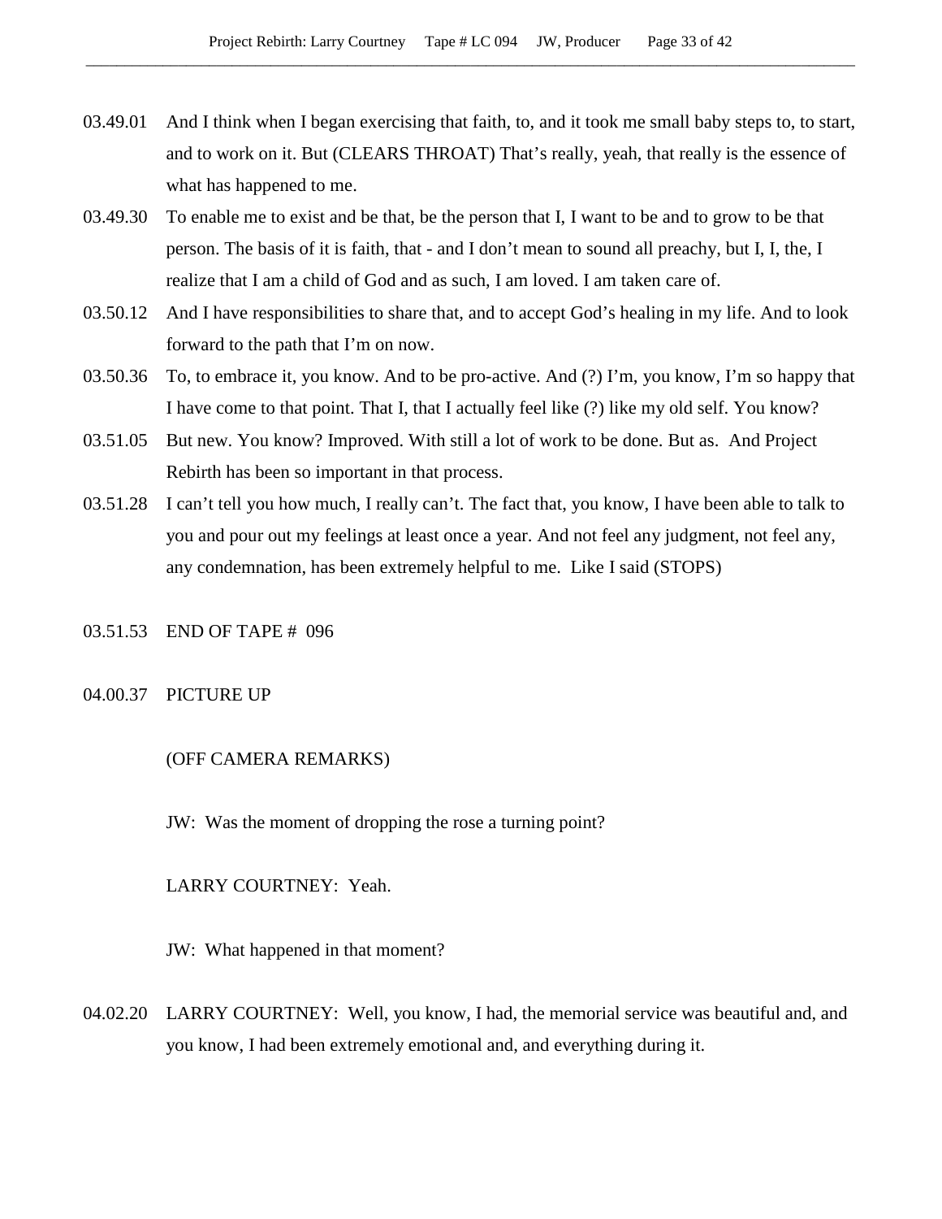03.49.01 And I think when I began exercising that faith, to, and it took me small baby steps to, to start, and to work on it. But (CLEARS THROAT) That's really, yeah, that really is the essence of what has happened to me.

03.49.30 To enable me to exist and be that, be the person that I, I want to be and to grow to be that person. The basis of it is faith, that - and I don't mean to sound all preachy, but I, I, the, I realize that I am a child of God and as such, I am loved. I am taken care of.

03.50.12 And I have responsibilities to share that, and to accept God's healing in my life. And to look forward to the path that I'm on now.

03.50.36 To, to embrace it, you know. And to be pro-active. And (?) I'm, you know, I'm so happy that I have come to that point. That I, that I actually feel like (?) like my old self. You know?

03.51.05 But new. You know? Improved. With still a lot of work to be done. But as. And Project Rebirth has been so important in that process.

03.51.28 I can't tell you how much, I really can't. The fact that, you know, I have been able to talk to you and pour out my feelings at least once a year. And not feel any judgment, not feel any, any condemnation, has been extremely helpful to me. Like I said (STOPS)

03.51.53 END OF TAPE # 096

04.00.37 PICTURE UP

(OFF CAMERA REMARKS)

JW: Was the moment of dropping the rose a turning point?

LARRY COURTNEY: Yeah.

JW: What happened in that moment?

04.02.20 LARRY COURTNEY: Well, you know, I had, the memorial service was beautiful and, and you know, I had been extremely emotional and, and everything during it.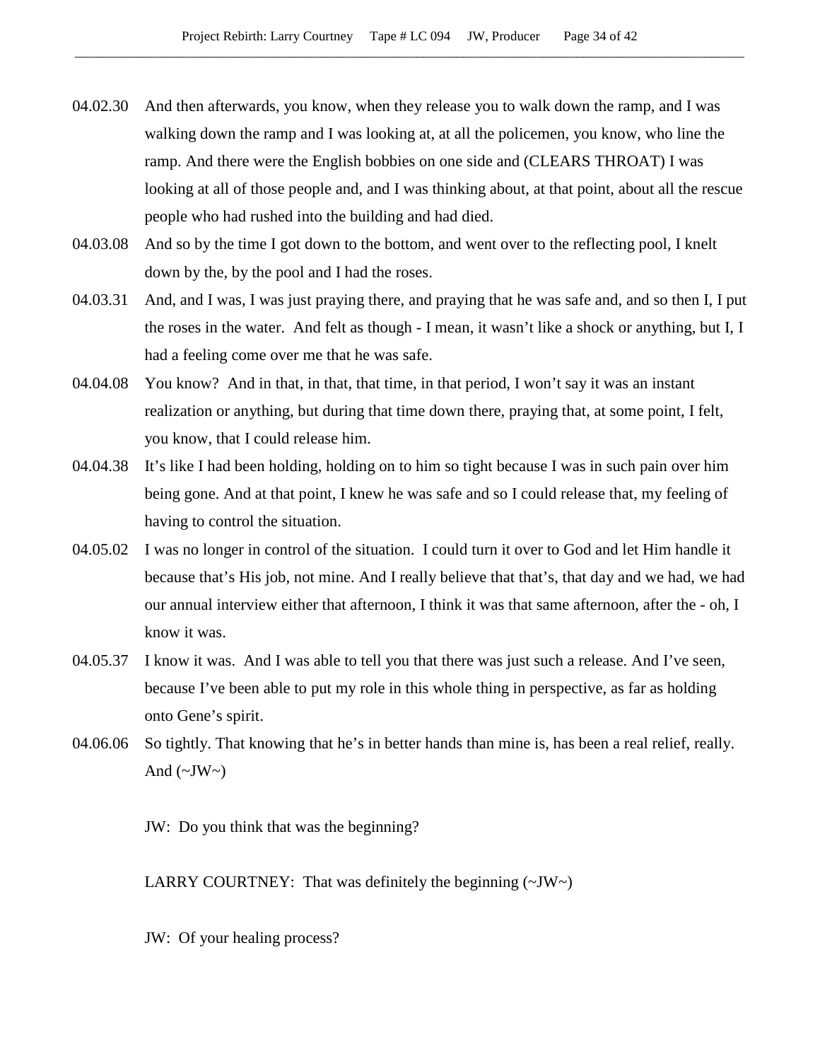04.02.30 And then afterwards, you know, when they release you to walk down the ramp, and I was walking down the ramp and I was looking at, at all the policemen, you know, who line the ramp. And there were the English bobbies on one side and (CLEARS THROAT) I was looking at all of those people and, and I was thinking about, at that point, about all the rescue people who had rushed into the building and had died.

04.03.08 And so by the time I got down to the bottom, and went over to the reflecting pool, I knelt down by the, by the pool and I had the roses.

04.03.31 And, and I was, I was just praying there, and praying that he was safe and, and so then I, I put the roses in the water. And felt as though - I mean, it wasn't like a shock or anything, but I, I had a feeling come over me that he was safe.

04.04.08 You know? And in that, in that, that time, in that period, I won't say it was an instant realization or anything, but during that time down there, praying that, at some point, I felt, you know, that I could release him.

04.04.38 It's like I had been holding, holding on to him so tight because I was in such pain over him being gone. And at that point, I knew he was safe and so I could release that, my feeling of having to control the situation.

04.05.02 I was no longer in control of the situation. I could turn it over to God and let Him handle it because that's His job, not mine. And I really believe that that's, that day and we had, we had our annual interview either that afternoon, I think it was that same afternoon, after the - oh, I know it was.

04.05.37 I know it was. And I was able to tell you that there was just such a release. And I've seen, because I've been able to put my role in this whole thing in perspective, as far as holding onto Gene's spirit.

04.06.06 So tightly. That knowing that he's in better hands than mine is, has been a real relief, really. And (~JW~)

JW: Do you think that was the beginning?

LARRY COURTNEY: That was definitely the beginning (~JW~)

JW: Of your healing process?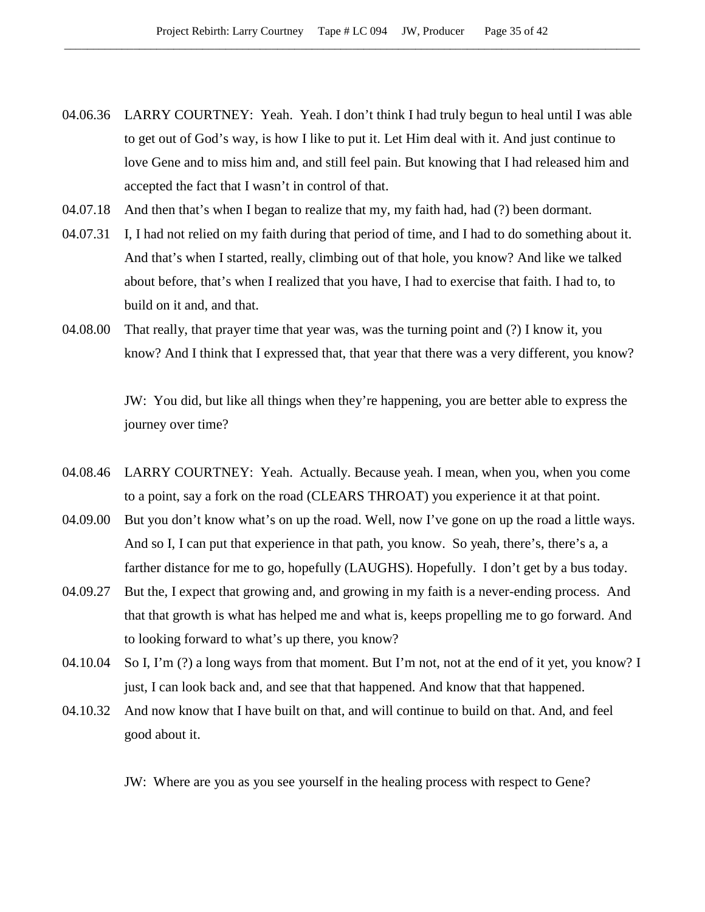04.06.36 LARRY COURTNEY: Yeah. Yeah. I don't think I had truly begun to heal until I was able to get out of God's way, is how I like to put it. Let Him deal with it. And just continue to love Gene and to miss him and, and still feel pain. But knowing that I had released him and accepted the fact that I wasn't in control of that.

04.07.18 And then that's when I began to realize that my, my faith had, had (?) been dormant.

04.07.31 I, I had not relied on my faith during that period of time, and I had to do something about it. And that's when I started, really, climbing out of that hole, you know? And like we talked about before, that's when I realized that you have, I had to exercise that faith. I had to, to build on it and, and that.

04.08.00 That really, that prayer time that year was, was the turning point and (?) I know it, you know? And I think that I expressed that, that year that there was a very different, you know?

JW: You did, but like all things when they're happening, you are better able to express the journey over time?

04.08.46 LARRY COURTNEY: Yeah. Actually. Because yeah. I mean, when you, when you come to a point, say a fork on the road (CLEARS THROAT) you experience it at that point.

04.09.00 But you don't know what's on up the road. Well, now I've gone on up the road a little ways. And so I, I can put that experience in that path, you know. So yeah, there's, there's a, a farther distance for me to go, hopefully (LAUGHS). Hopefully. I don't get by a bus today.

04.09.27 But the, I expect that growing and, and growing in my faith is a never-ending process. And that that growth is what has helped me and what is, keeps propelling me to go forward. And to looking forward to what's up there, you know?

04.10.04 So I, I'm (?) a long ways from that moment. But I'm not, not at the end of it yet, you know? I just, I can look back and, and see that that happened. And know that that happened.

04.10.32 And now know that I have built on that, and will continue to build on that. And, and feel good about it.

JW: Where are you as you see yourself in the healing process with respect to Gene?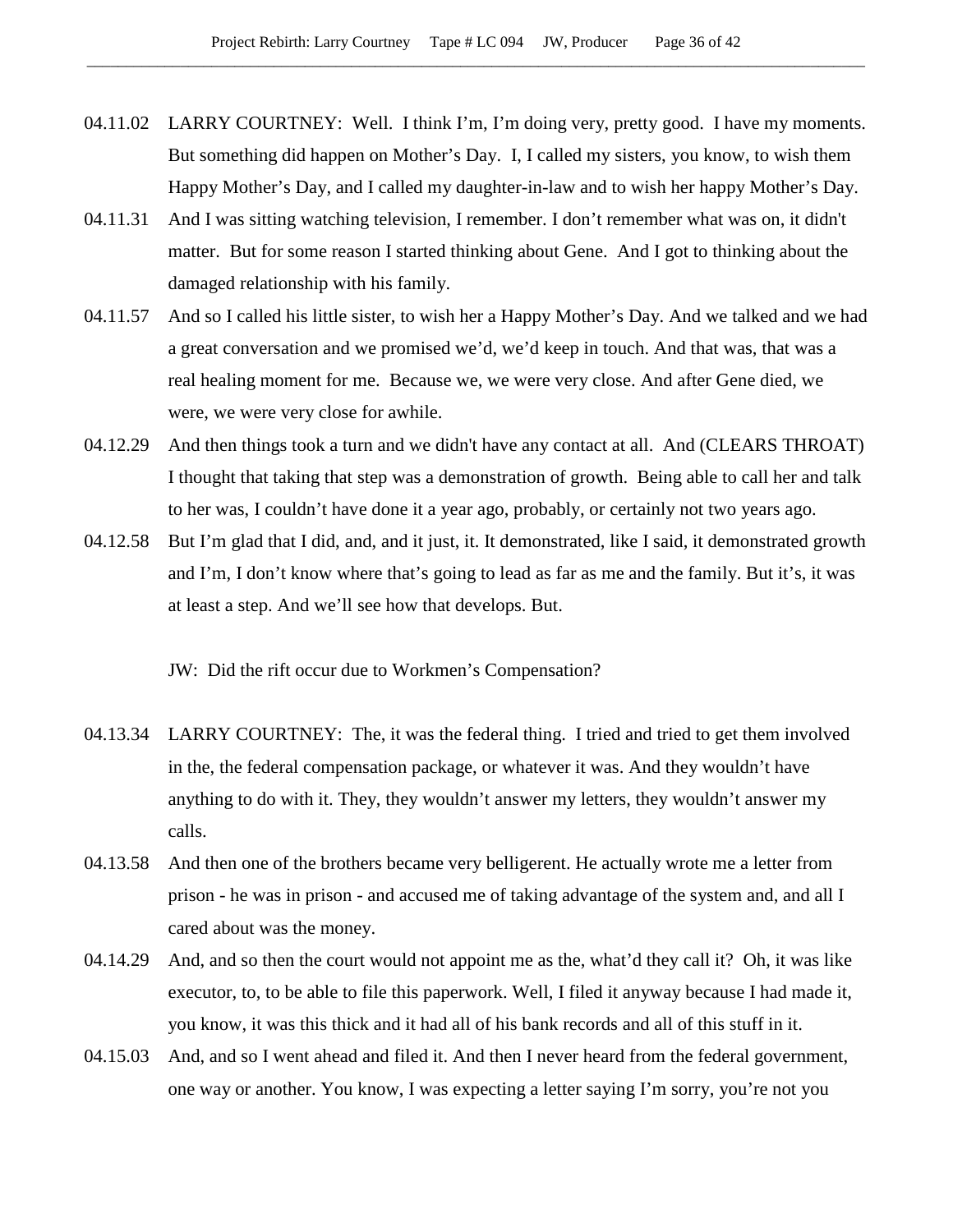04.11.02 LARRY COURTNEY: Well. I think I'm, I'm doing very, pretty good. I have my moments. But something did happen on Mother's Day. I, I called my sisters, you know, to wish them Happy Mother's Day, and I called my daughter-in-law and to wish her happy Mother's Day.

04.11.31 And I was sitting watching television, I remember. I don't remember what was on, it didn't matter. But for some reason I started thinking about Gene. And I got to thinking about the damaged relationship with his family.

04.11.57 And so I called his little sister, to wish her a Happy Mother's Day. And we talked and we had a great conversation and we promised we'd, we'd keep in touch. And that was, that was a real healing moment for me. Because we, we were very close. And after Gene died, we were, we were very close for awhile.

04.12.29 And then things took a turn and we didn't have any contact at all. And (CLEARS THROAT) I thought that taking that step was a demonstration of growth. Being able to call her and talk to her was, I couldn't have done it a year ago, probably, or certainly not two years ago.

04.12.58 But I'm glad that I did, and, and it just, it. It demonstrated, like I said, it demonstrated growth and I'm, I don't know where that's going to lead as far as me and the family. But it's, it was at least a step. And we'll see how that develops. But.

JW: Did the rift occur due to Workmen's Compensation?

04.13.34 LARRY COURTNEY: The, it was the federal thing. I tried and tried to get them involved in the, the federal compensation package, or whatever it was. And they wouldn't have anything to do with it. They, they wouldn't answer my letters, they wouldn't answer my calls.

04.13.58 And then one of the brothers became very belligerent. He actually wrote me a letter from prison - he was in prison - and accused me of taking advantage of the system and, and all I cared about was the money.

04.14.29 And, and so then the court would not appoint me as the, what'd they call it? Oh, it was like executor, to, to be able to file this paperwork. Well, I filed it anyway because I had made it, you know, it was this thick and it had all of his bank records and all of this stuff in it.

04.15.03 And, and so I went ahead and filed it. And then I never heard from the federal government, one way or another. You know, I was expecting a letter saying I'm sorry, you're not you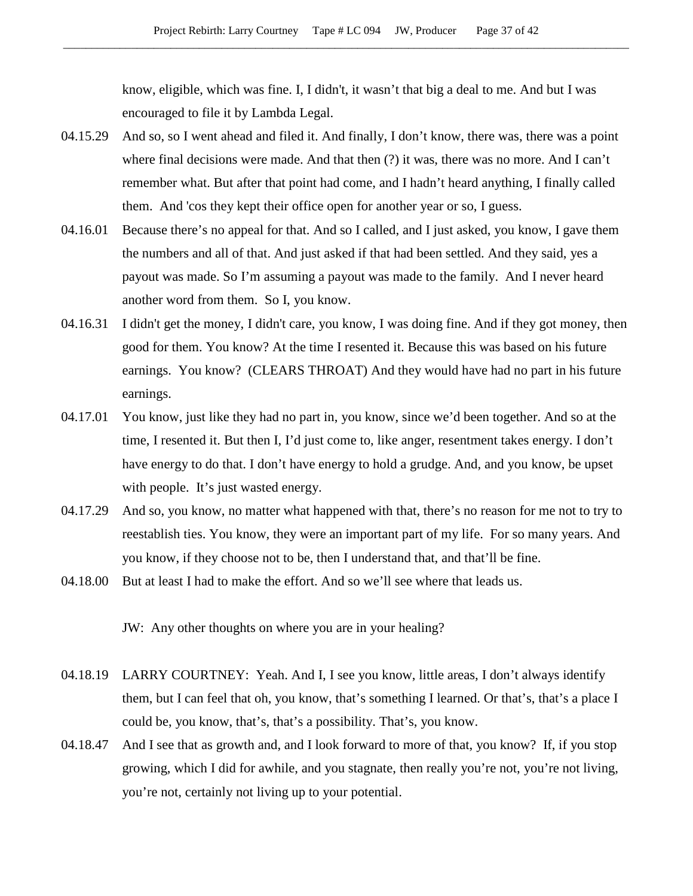know, eligible, which was fine. I, I didn't, it wasn't that big a deal to me. And but I was encouraged to file it by Lambda Legal.

04.15.29 And so, so I went ahead and filed it. And finally, I don't know, there was, there was a point where final decisions were made. And that then (?) it was, there was no more. And I can't remember what. But after that point had come, and I hadn't heard anything, I finally called them. And 'cos they kept their office open for another year or so, I guess.

04.16.01 Because there's no appeal for that. And so I called, and I just asked, you know, I gave them the numbers and all of that. And just asked if that had been settled. And they said, yes a payout was made. So I'm assuming a payout was made to the family. And I never heard another word from them. So I, you know.

04.16.31 I didn't get the money, I didn't care, you know, I was doing fine. And if they got money, then good for them. You know? At the time I resented it. Because this was based on his future earnings. You know? (CLEARS THROAT) And they would have had no part in his future earnings.

04.17.01 You know, just like they had no part in, you know, since we'd been together. And so at the time, I resented it. But then I, I'd just come to, like anger, resentment takes energy. I don't have energy to do that. I don't have energy to hold a grudge. And, and you know, be upset with people. It's just wasted energy.

04.17.29 And so, you know, no matter what happened with that, there's no reason for me not to try to reestablish ties. You know, they were an important part of my life. For so many years. And you know, if they choose not to be, then I understand that, and that'll be fine.

04.18.00 But at least I had to make the effort. And so we'll see where that leads us.

JW: Any other thoughts on where you are in your healing?

04.18.19 LARRY COURTNEY: Yeah. And I, I see you know, little areas, I don't always identify them, but I can feel that oh, you know, that's something I learned. Or that's, that's a place I could be, you know, that's, that's a possibility. That's, you know.

04.18.47 And I see that as growth and, and I look forward to more of that, you know? If, if you stop growing, which I did for awhile, and you stagnate, then really you're not, you're not living, you're not, certainly not living up to your potential.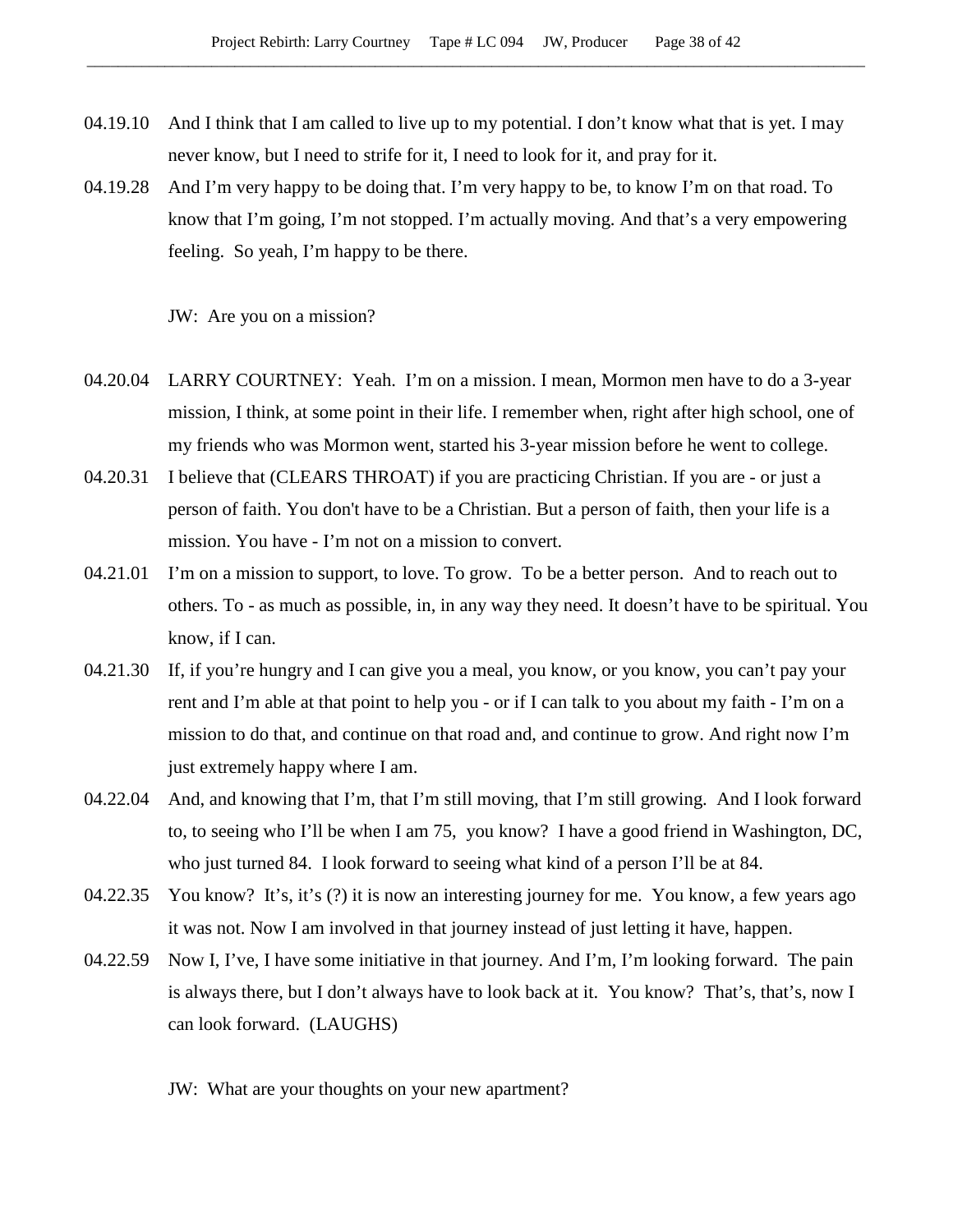04.19.10 And I think that I am called to live up to my potential. I don't know what that is yet. I may never know, but I need to strife for it, I need to look for it, and pray for it.

04.19.28 And I'm very happy to be doing that. I'm very happy to be, to know I'm on that road. To know that I'm going, I'm not stopped. I'm actually moving. And that's a very empowering feeling. So yeah, I'm happy to be there.

JW: Are you on a mission?

04.20.04 LARRY COURTNEY: Yeah. I'm on a mission. I mean, Mormon men have to do a 3-year mission, I think, at some point in their life. I remember when, right after high school, one of my friends who was Mormon went, started his 3-year mission before he went to college.

04.20.31 I believe that (CLEARS THROAT) if you are practicing Christian. If you are - or just a person of faith. You don't have to be a Christian. But a person of faith, then your life is a mission. You have - I'm not on a mission to convert.

04.21.01 I'm on a mission to support, to love. To grow. To be a better person. And to reach out to others. To - as much as possible, in, in any way they need. It doesn't have to be spiritual. You know, if I can.

04.21.30 If, if you're hungry and I can give you a meal, you know, or you know, you can't pay your rent and I'm able at that point to help you - or if I can talk to you about my faith - I'm on a mission to do that, and continue on that road and, and continue to grow. And right now I'm just extremely happy where I am.

04.22.04 And, and knowing that I'm, that I'm still moving, that I'm still growing. And I look forward to, to seeing who I'll be when I am 75, you know? I have a good friend in Washington, DC, who just turned 84. I look forward to seeing what kind of a person I'll be at 84.

04.22.35 You know? It's, it's (?) it is now an interesting journey for me. You know, a few years ago it was not. Now I am involved in that journey instead of just letting it have, happen.

04.22.59 Now I, I've, I have some initiative in that journey. And I'm, I'm looking forward. The pain is always there, but I don't always have to look back at it. You know? That's, that's, now I can look forward. (LAUGHS)

JW: What are your thoughts on your new apartment?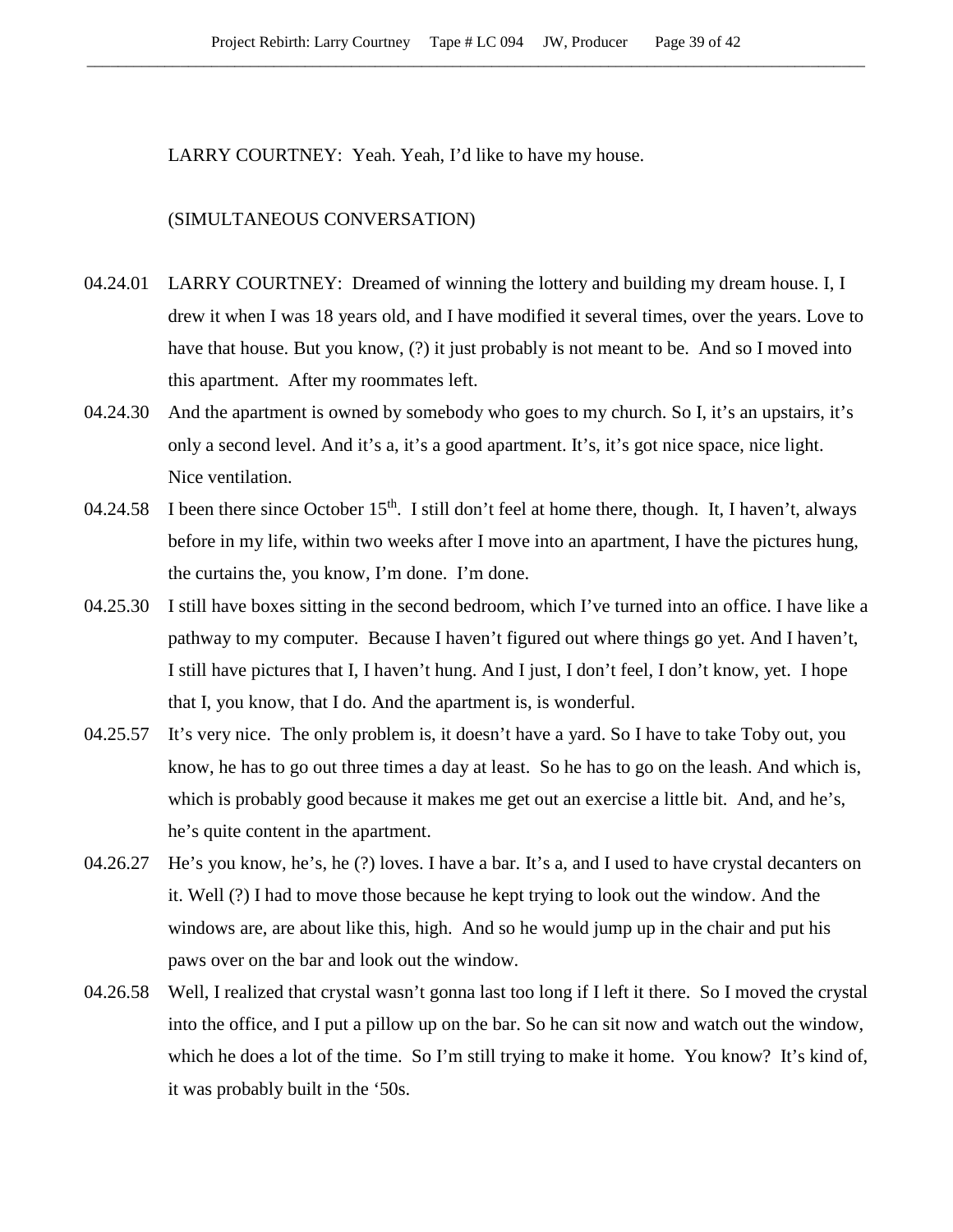LARRY COURTNEY: Yeah. Yeah, I'd like to have my house.

(SIMULTANEOUS CONVERSATION)

04.24.01 LARRY COURTNEY: Dreamed of winning the lottery and building my dream house. I, I drew it when I was 18 years old, and I have modified it several times, over the years. Love to have that house. But you know, (?) it just probably is not meant to be. And so I moved into this apartment. After my roommates left.

04.24.30 And the apartment is owned by somebody who goes to my church. So I, it's an upstairs, it's only a second level. And it's a, it's a good apartment. It's, it's got nice space, nice light. Nice ventilation.

04.24.58 I been there since October 15th. I still don't feel at home there, though. It, I haven't, always before in my life, within two weeks after I move into an apartment, I have the pictures hung, the curtains the, you know, I'm done. I'm done.

04.25.30 I still have boxes sitting in the second bedroom, which I've turned into an office. I have like a pathway to my computer. Because I haven't figured out where things go yet. And I haven't, I still have pictures that I, I haven't hung. And I just, I don't feel, I don't know, yet. I hope that I, you know, that I do. And the apartment is, is wonderful.

04.25.57 It's very nice. The only problem is, it doesn't have a yard. So I have to take Toby out, you know, he has to go out three times a day at least. So he has to go on the leash. And which is, which is probably good because it makes me get out an exercise a little bit. And, and he's, he's quite content in the apartment.

04.26.27 He's you know, he's, he (?) loves. I have a bar. It's a, and I used to have crystal decanters on it. Well (?) I had to move those because he kept trying to look out the window. And the windows are, are about like this, high. And so he would jump up in the chair and put his paws over on the bar and look out the window.

04.26.58 Well, I realized that crystal wasn't gonna last too long if I left it there. So I moved the crystal into the office, and I put a pillow up on the bar. So he can sit now and watch out the window, which he does a lot of the time. So I'm still trying to make it home. You know? It's kind of, it was probably built in the '50s.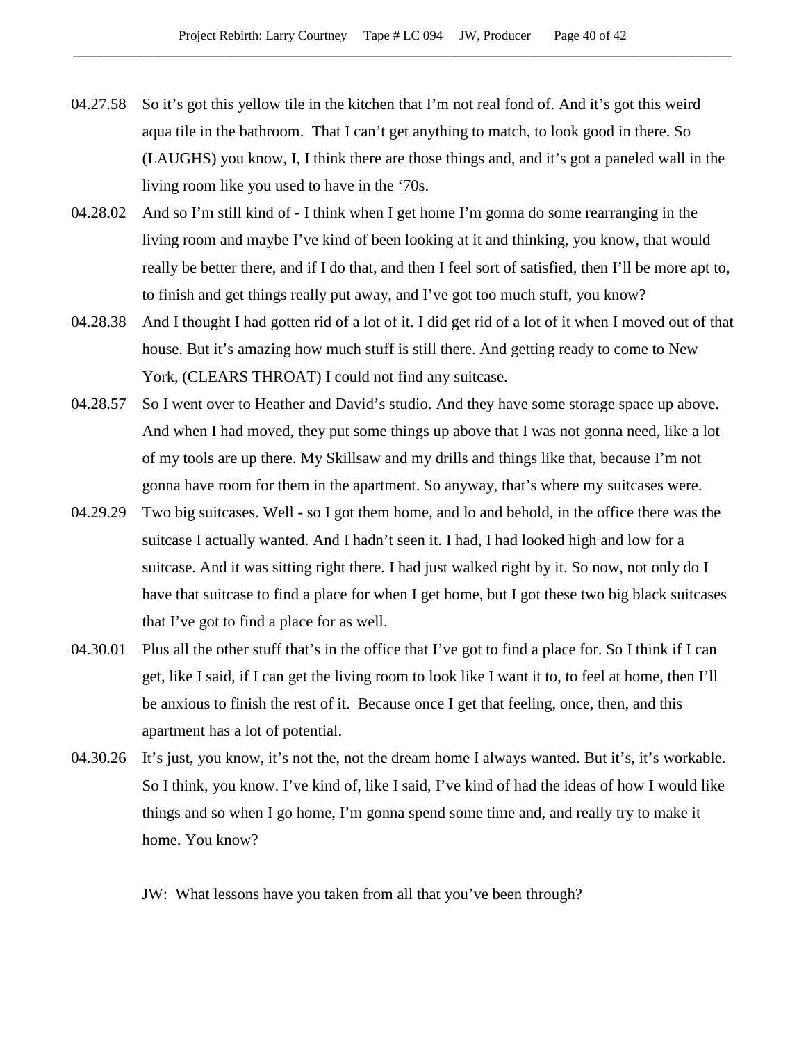04.27.58 So it's got this yellow tile in the kitchen that I'm not real fond of. And it's got this weird aqua tile in the bathroom. That I can't get anything to match, to look good in there. So (LAUGHS) you know, I, I think there are those things and, and it's got a paneled wall in the living room like you used to have in the '70s.

04.28.02 And so I'm still kind of - I think when I get home I'm gonna do some rearranging in the living room and maybe I've kind of been looking at it and thinking, you know, that would really be better there, and if I do that, and then I feel sort of satisfied, then I'll be more apt to, to finish and get things really put away, and I've got too much stuff, you know?

04.28.38 And I thought I had gotten rid of a lot of it. I did get rid of a lot of it when I moved out of that house. But it's amazing how much stuff is still there. And getting ready to come to New York, (CLEARS THROAT) I could not find any suitcase.

04.28.57 So I went over to Heather and David's studio. And they have some storage space up above. And when I had moved, they put some things up above that I was not gonna need, like a lot of my tools are up there. My Skillsaw and my drills and things like that, because I'm not gonna have room for them in the apartment. So anyway, that's where my suitcases were.

04.29.29 Two big suitcases. Well - so I got them home, and lo and behold, in the office there was the suitcase I actually wanted. And I hadn't seen it. I had, I had looked high and low for a suitcase. And it was sitting right there. I had just walked right by it. So now, not only do I have that suitcase to find a place for when I get home, but I got these two big black suitcases that I've got to find a place for as well.

04.30.01 Plus all the other stuff that's in the office that I've got to find a place for. So I think if I can get, like I said, if I can get the living room to look like I want it to, to feel at home, then I'll be anxious to finish the rest of it. Because once I get that feeling, once, then, and this apartment has a lot of potential.

04.30.26 It's just, you know, it's not the, not the dream home I always wanted. But it's, it's workable. So I think, you know. I've kind of, like I said, I've kind of had the ideas of how I would like things and so when I go home, I'm gonna spend some time and, and really try to make it home. You know?

JW: What lessons have you taken from all that you've been through?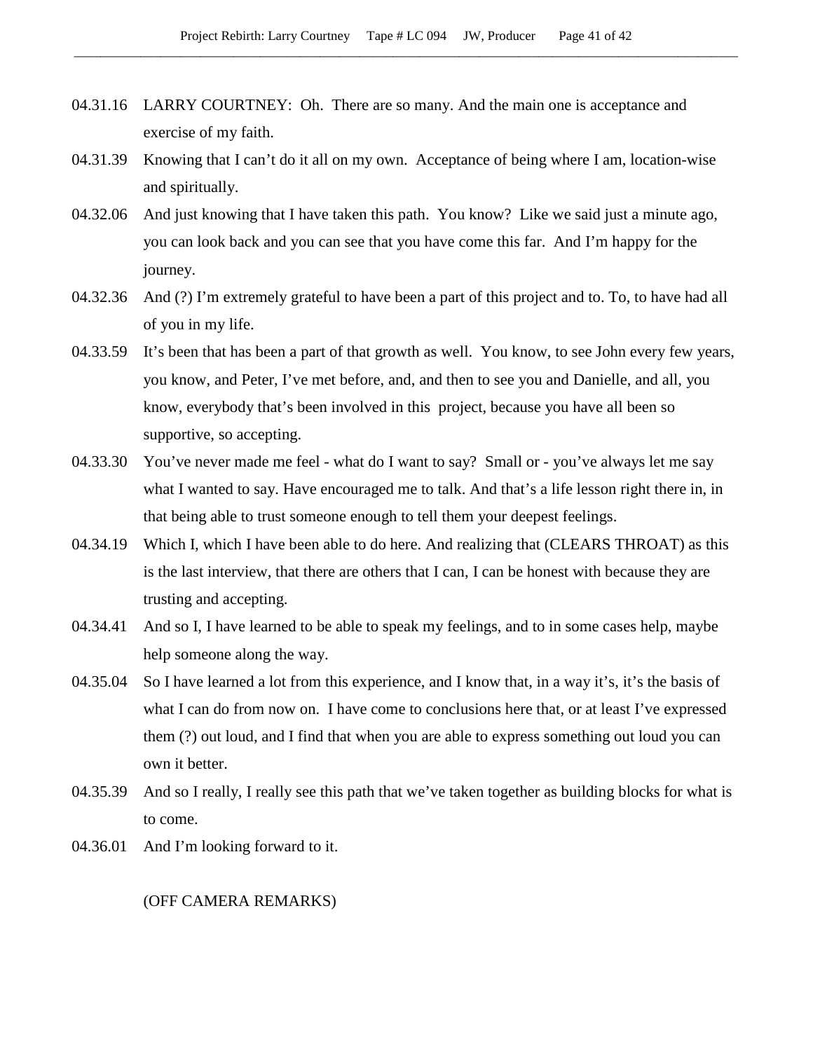04.31.16 LARRY COURTNEY: Oh. There are so many. And the main one is acceptance and exercise of my faith.

04.31.39 Knowing that I can't do it all on my own. Acceptance of being where I am, location-wise and spiritually.

04.32.06 And just knowing that I have taken this path. You know? Like we said just a minute ago, you can look back and you can see that you have come this far. And I'm happy for the journey.

04.32.36 And (?) I'm extremely grateful to have been a part of this project and to. To, to have had all of you in my life.

04.33.59 It's been that has been a part of that growth as well. You know, to see John every few years, you know, and Peter, I've met before, and, and then to see you and Danielle, and all, you know, everybody that's been involved in this project, because you have all been so supportive, so accepting.

04.33.30 You've never made me feel - what do I want to say? Small or - you've always let me say what I wanted to say. Have encouraged me to talk. And that's a life lesson right there in, in that being able to trust someone enough to tell them your deepest feelings.

04.34.19 Which I, which I have been able to do here. And realizing that (CLEARS THROAT) as this is the last interview, that there are others that I can, I can be honest with because they are trusting and accepting.

04.34.41 And so I, I have learned to be able to speak my feelings, and to in some cases help, maybe help someone along the way.

04.35.04 So I have learned a lot from this experience, and I know that, in a way it's, it's the basis of what I can do from now on. I have come to conclusions here that, or at least I've expressed them (?) out loud, and I find that when you are able to express something out loud you can own it better.

04.35.39 And so I really, I really see this path that we've taken together as building blocks for what is to come.

04.36.01 And I'm looking forward to it.

(OFF CAMERA REMARKS)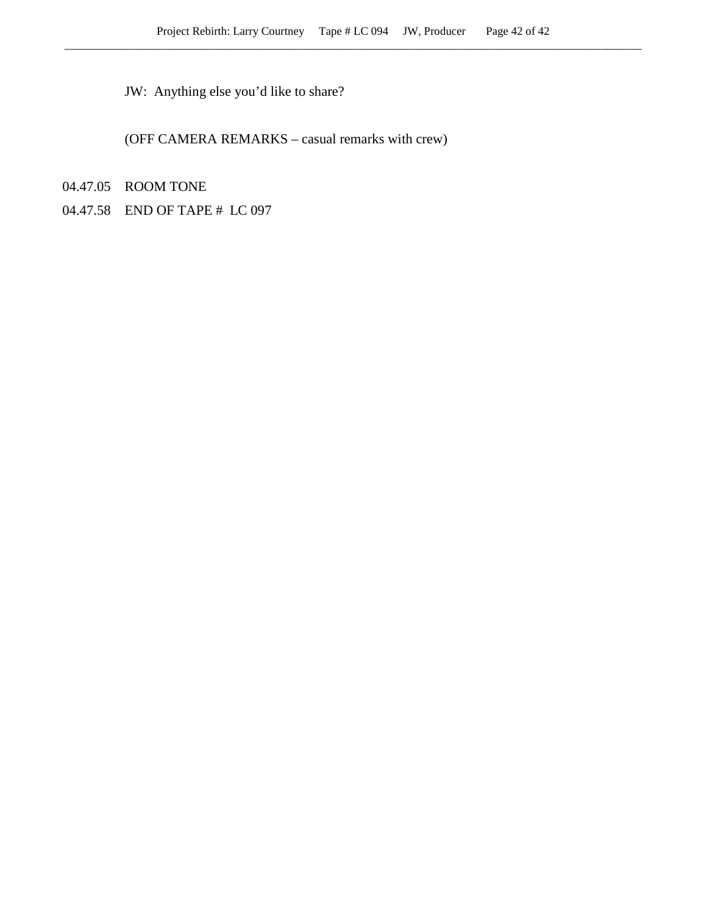JW: Anything else you'd like to share?

(OFF CAMERA REMARKS – casual remarks with crew)

04.47.05 ROOM TONE

04.47.58 END OF TAPE # LC 097